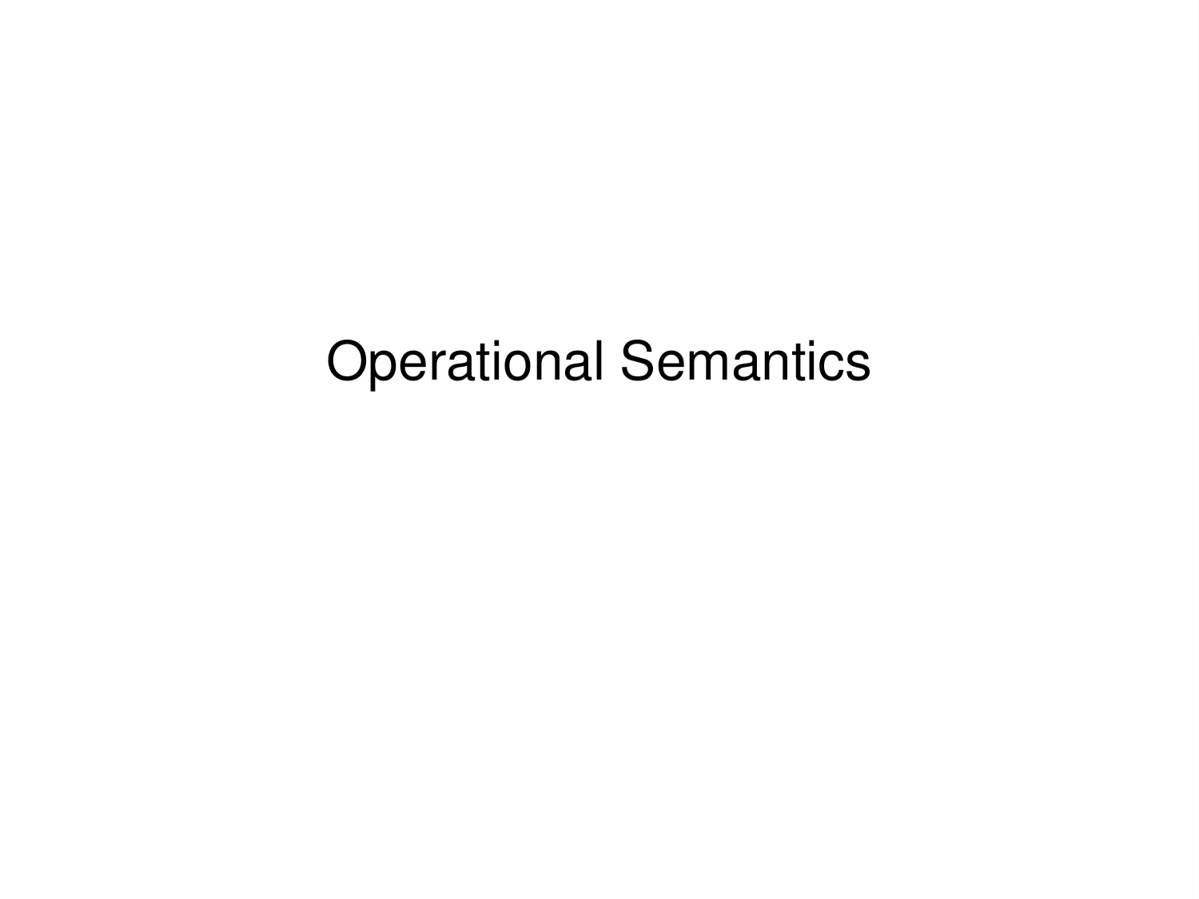# Operational Semantics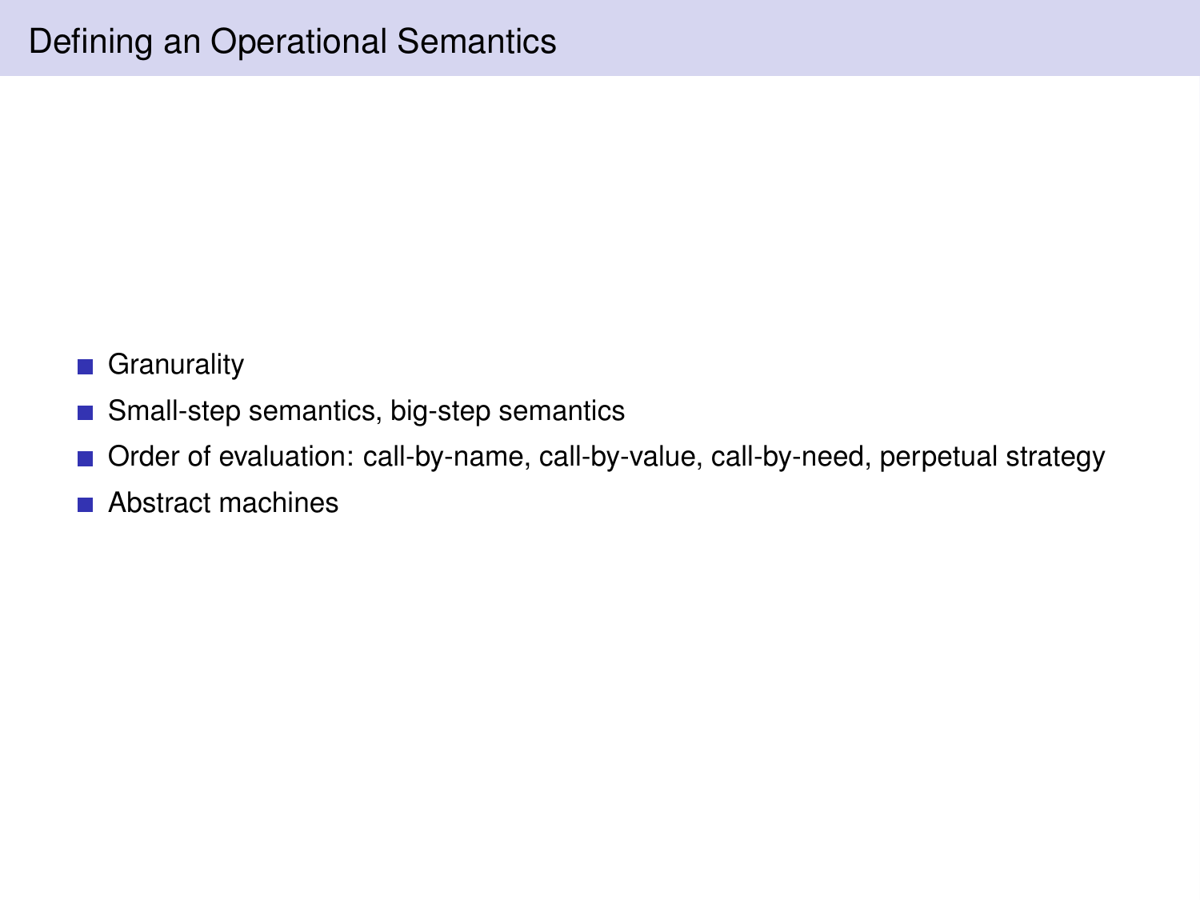# Defining an Operational Semantics

- Granurality
- Small-step semantics, big-step semantics
- Order of evaluation: call-by-name, call-by-value, call-by-need, perpetual strategy
- Abstract machines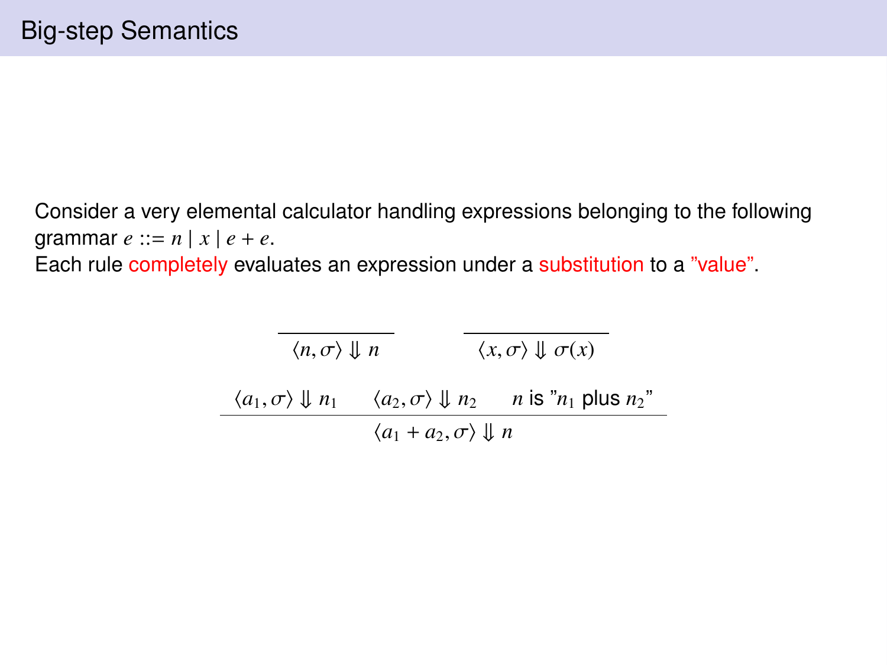# Big-step Semantics

Consider a very elemental calculator handling expressions belonging to the following grammar $e ::= n \mid x \mid e + e$.
Each rule completely evaluates an expression under a substitution to a "value".

$$\frac{}{\langle n, \sigma \rangle \Downarrow n} \qquad \frac{}{\langle x, \sigma \rangle \Downarrow \sigma(x)}$$

$$\frac{\langle a_1, \sigma \rangle \Downarrow n_1 \qquad \langle a_2, \sigma \rangle \Downarrow n_2 \qquad n \text{ is "} n_1 \text{ plus } n_2 \text{"}}{\langle a_1 + a_2, \sigma \rangle \Downarrow n}$$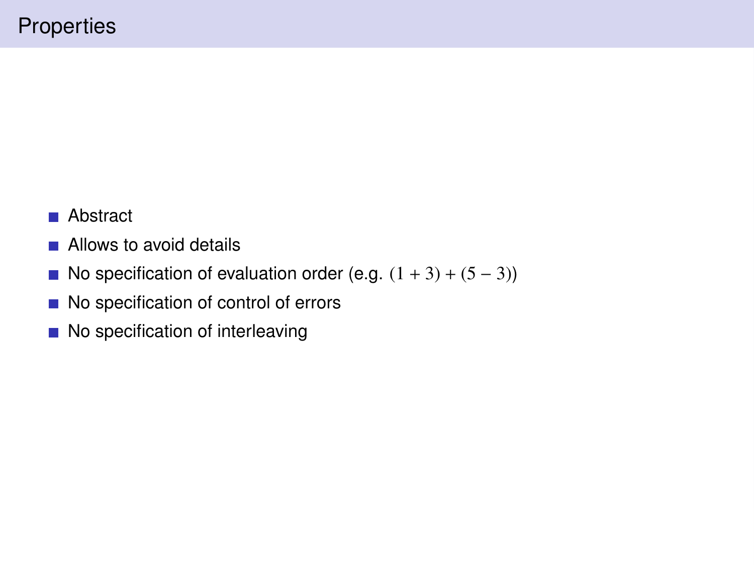# Properties

- Abstract
- Allows to avoid details
- No specification of evaluation order (e.g. $(1 + 3) + (5 - 3)$)
- No specification of control of errors
- No specification of interleaving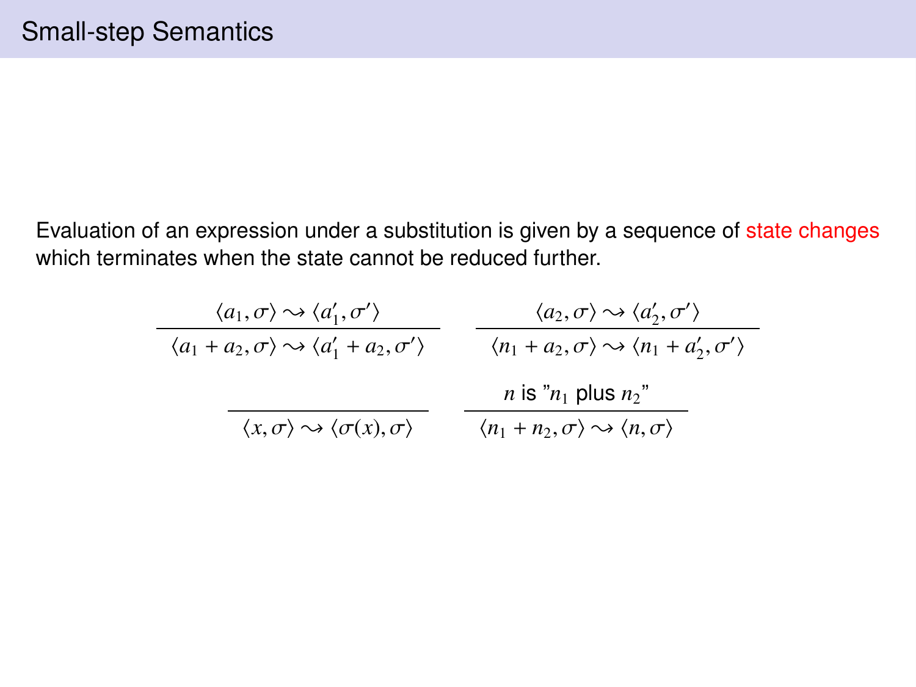# Small-step Semantics

Evaluation of an expression under a substitution is given by a sequence of state changes which terminates when the state cannot be reduced further.

$$\frac{\langle a_1, \sigma\rangle \rightsquigarrow \langle a_1', \sigma'\rangle}{\langle a_1 + a_2, \sigma\rangle \rightsquigarrow \langle a_1' + a_2, \sigma'\rangle} \qquad \frac{\langle a_2, \sigma\rangle \rightsquigarrow \langle a_2', \sigma'\rangle}{\langle n_1 + a_2, \sigma\rangle \rightsquigarrow \langle n_1 + a_2', \sigma'\rangle}$$

$$\frac{}{\langle x, \sigma\rangle \rightsquigarrow \langle \sigma(x), \sigma\rangle} \qquad \frac{n \text{ is "} n_1 \text{ plus } n_2 \text{"}}{\langle n_1 + n_2, \sigma\rangle \rightsquigarrow \langle n, \sigma\rangle}$$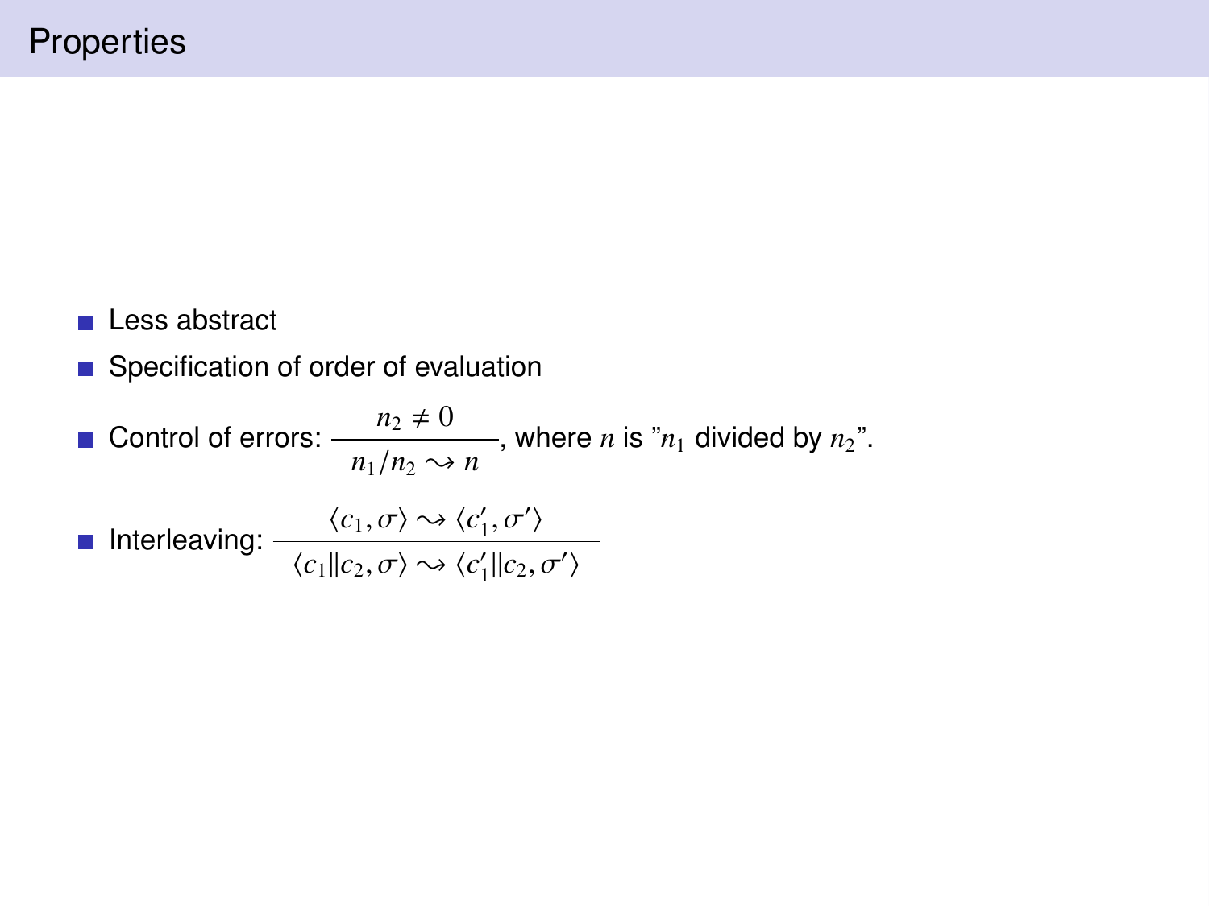# Properties

- Less abstract
- Specification of order of evaluation
- Control of errors: $\dfrac{n_2 \neq 0}{n_1/n_2 \rightsquigarrow n}$, where $n$ is "$n_1$ divided by $n_2$".
- Interleaving: $\dfrac{\langle c_1, \sigma \rangle \rightsquigarrow \langle c_1', \sigma' \rangle}{\langle c_1 \| c_2, \sigma \rangle \rightsquigarrow \langle c_1' \| c_2, \sigma' \rangle}$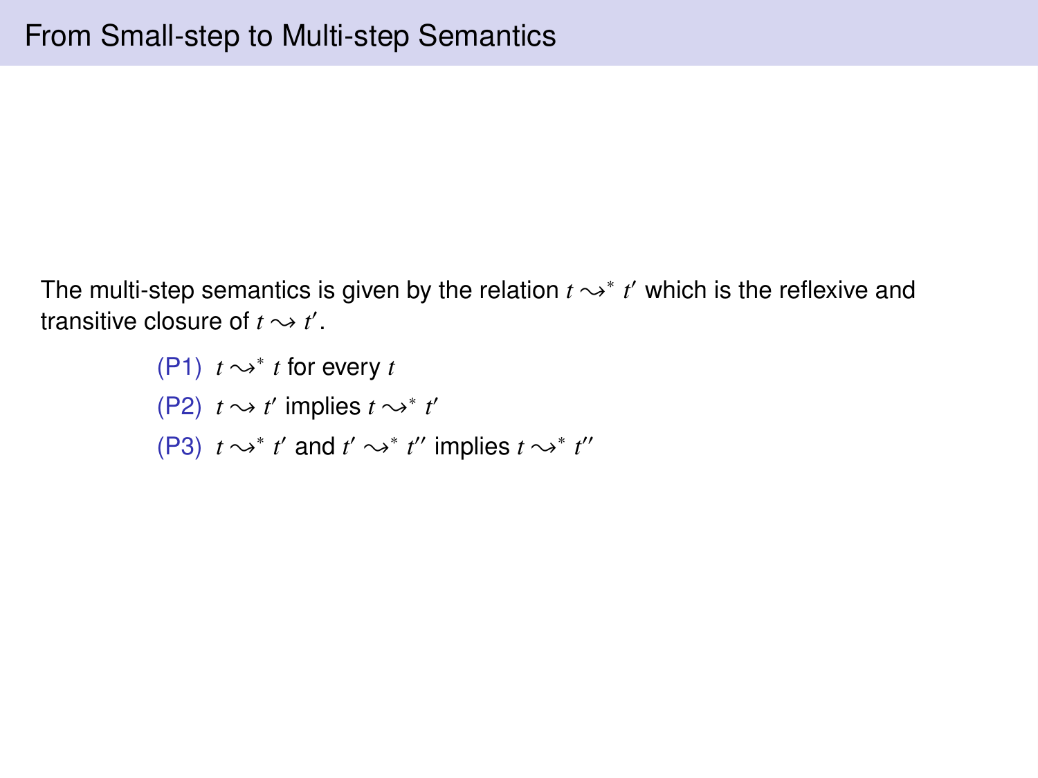# From Small-step to Multi-step Semantics

The multi-step semantics is given by the relation $t \rightsquigarrow^* t'$ which is the reflexive and transitive closure of $t \rightsquigarrow t'$.

(P1) $t \rightsquigarrow^* t$ for every $t$

(P2) $t \rightsquigarrow t'$ implies $t \rightsquigarrow^* t'$

(P3) $t \rightsquigarrow^* t'$ and $t' \rightsquigarrow^* t''$ implies $t \rightsquigarrow^* t''$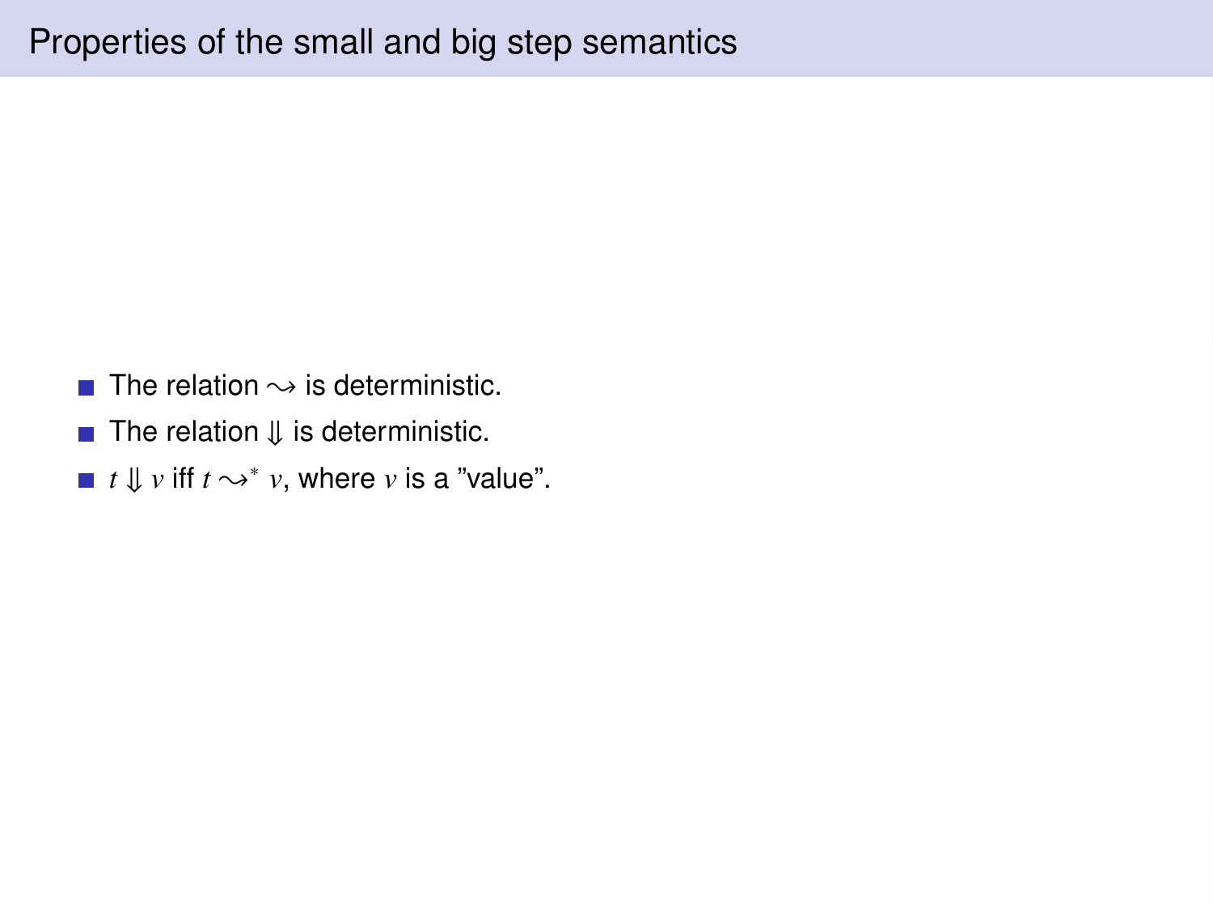# Properties of the small and big step semantics

- The relation $\leadsto$ is deterministic.
- The relation $\Downarrow$ is deterministic.
- $t \Downarrow v$ iff $t \leadsto^* v$, where $v$ is a "value".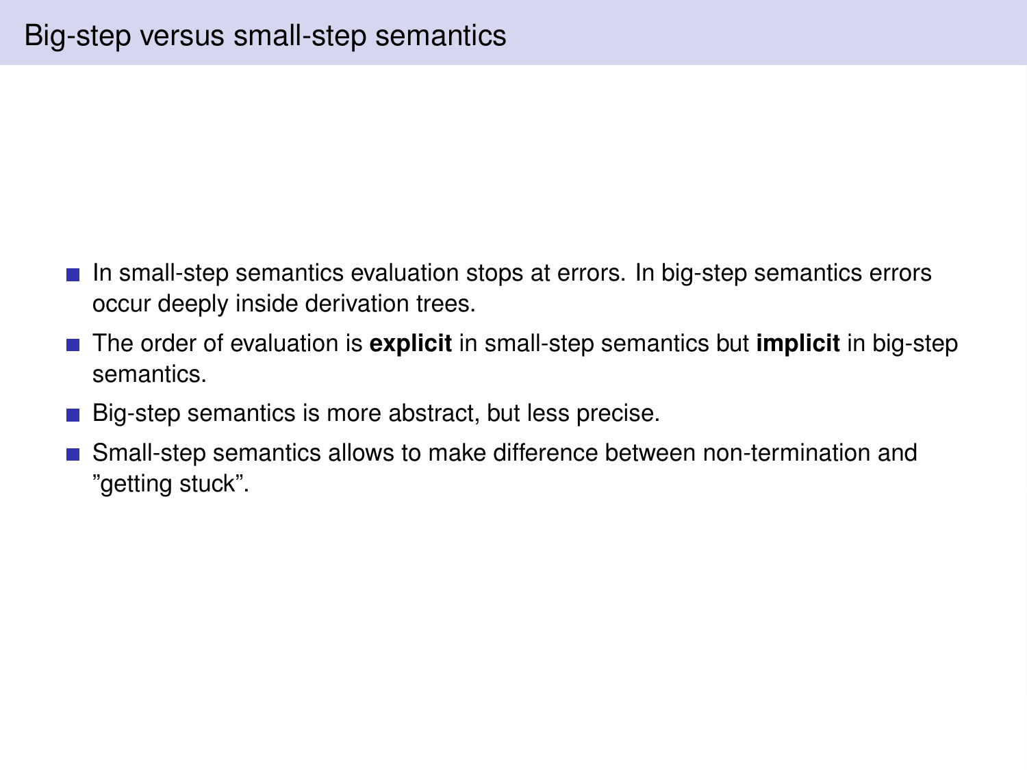# Big-step versus small-step semantics

- In small-step semantics evaluation stops at errors. In big-step semantics errors occur deeply inside derivation trees.
- The order of evaluation is **explicit** in small-step semantics but **implicit** in big-step semantics.
- Big-step semantics is more abstract, but less precise.
- Small-step semantics allows to make difference between non-termination and "getting stuck".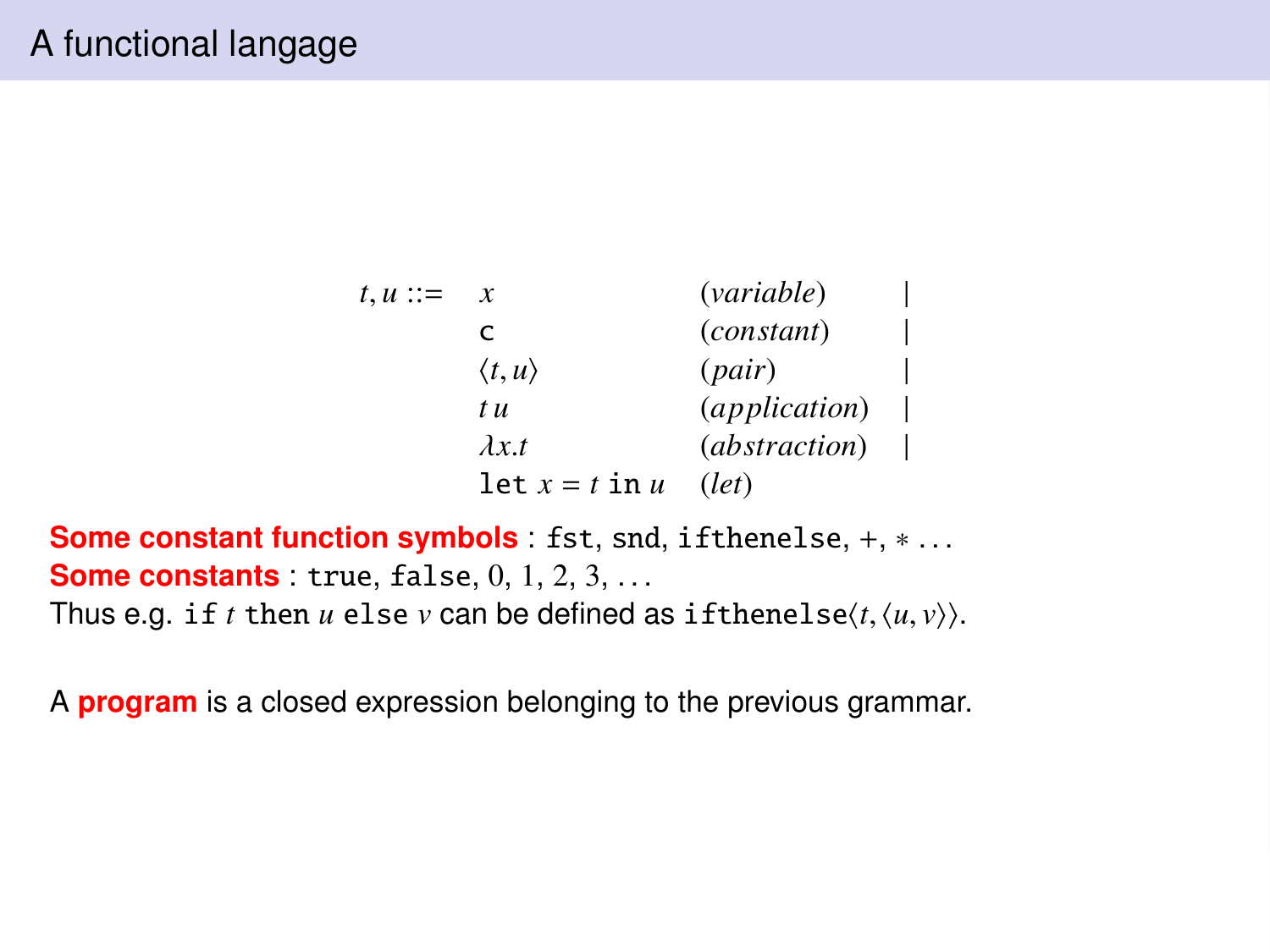# A functional langage

$$
\begin{array}{llll}
t, u ::= & x & (\textit{variable}) & | \\
 & \mathsf{c} & (\textit{constant}) & | \\
 & \langle t, u \rangle & (\textit{pair}) & | \\
 & t\, u & (\textit{application}) & | \\
 & \lambda x.t & (\textit{abstraction}) & | \\
 & \texttt{let } x = t \texttt{ in } u & (\textit{let}) &
\end{array}
$$

**Some constant function symbols** : `fst`, `snd`, `ifthenelse`, $+$, $*$ ...
**Some constants** : `true`, `false`, $0$, $1$, $2$, $3$, ...
Thus e.g. `if` $t$ `then` $u$ `else` $v$ can be defined as `ifthenelse`$\langle t, \langle u, v \rangle \rangle$.

A **program** is a closed expression belonging to the previous grammar.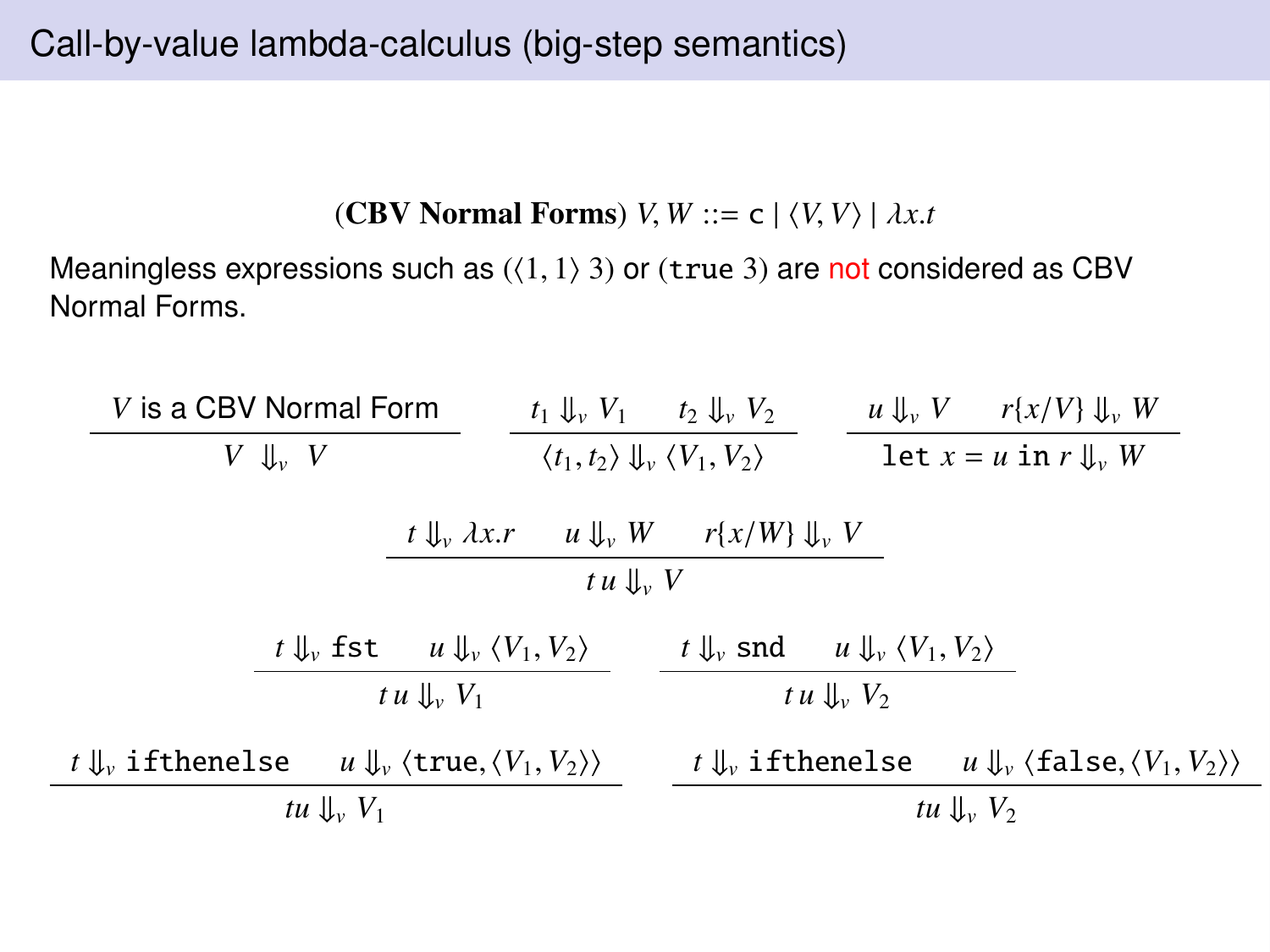# Call-by-value lambda-calculus (big-step semantics)

$$(\textbf{CBV Normal Forms})\ V, W ::= \mathsf{c} \mid \langle V, V\rangle \mid \lambda x.t$$

Meaningless expressions such as $(\langle 1, 1\rangle\ 3)$ or $(\mathtt{true}\ 3)$ are not considered as CBV Normal Forms.

$$\frac{V \text{ is a CBV Normal Form}}{V \Downarrow_v V} \qquad \frac{t_1 \Downarrow_v V_1 \qquad t_2 \Downarrow_v V_2}{\langle t_1, t_2\rangle \Downarrow_v \langle V_1, V_2\rangle} \qquad \frac{u \Downarrow_v V \qquad r\{x/V\} \Downarrow_v W}{\mathtt{let}\ x = u\ \mathtt{in}\ r \Downarrow_v W}$$

$$\frac{t \Downarrow_v \lambda x.r \qquad u \Downarrow_v W \qquad r\{x/W\} \Downarrow_v V}{t\,u \Downarrow_v V}$$

$$\frac{t \Downarrow_v \mathtt{fst} \qquad u \Downarrow_v \langle V_1, V_2\rangle}{t\,u \Downarrow_v V_1} \qquad \frac{t \Downarrow_v \mathtt{snd} \qquad u \Downarrow_v \langle V_1, V_2\rangle}{t\,u \Downarrow_v V_2}$$

$$\frac{t \Downarrow_v \mathtt{ifthenelse} \qquad u \Downarrow_v \langle \mathtt{true}, \langle V_1, V_2\rangle\rangle}{tu \Downarrow_v V_1} \qquad \frac{t \Downarrow_v \mathtt{ifthenelse} \qquad u \Downarrow_v \langle \mathtt{false}, \langle V_1, V_2\rangle\rangle}{tu \Downarrow_v V_2}$$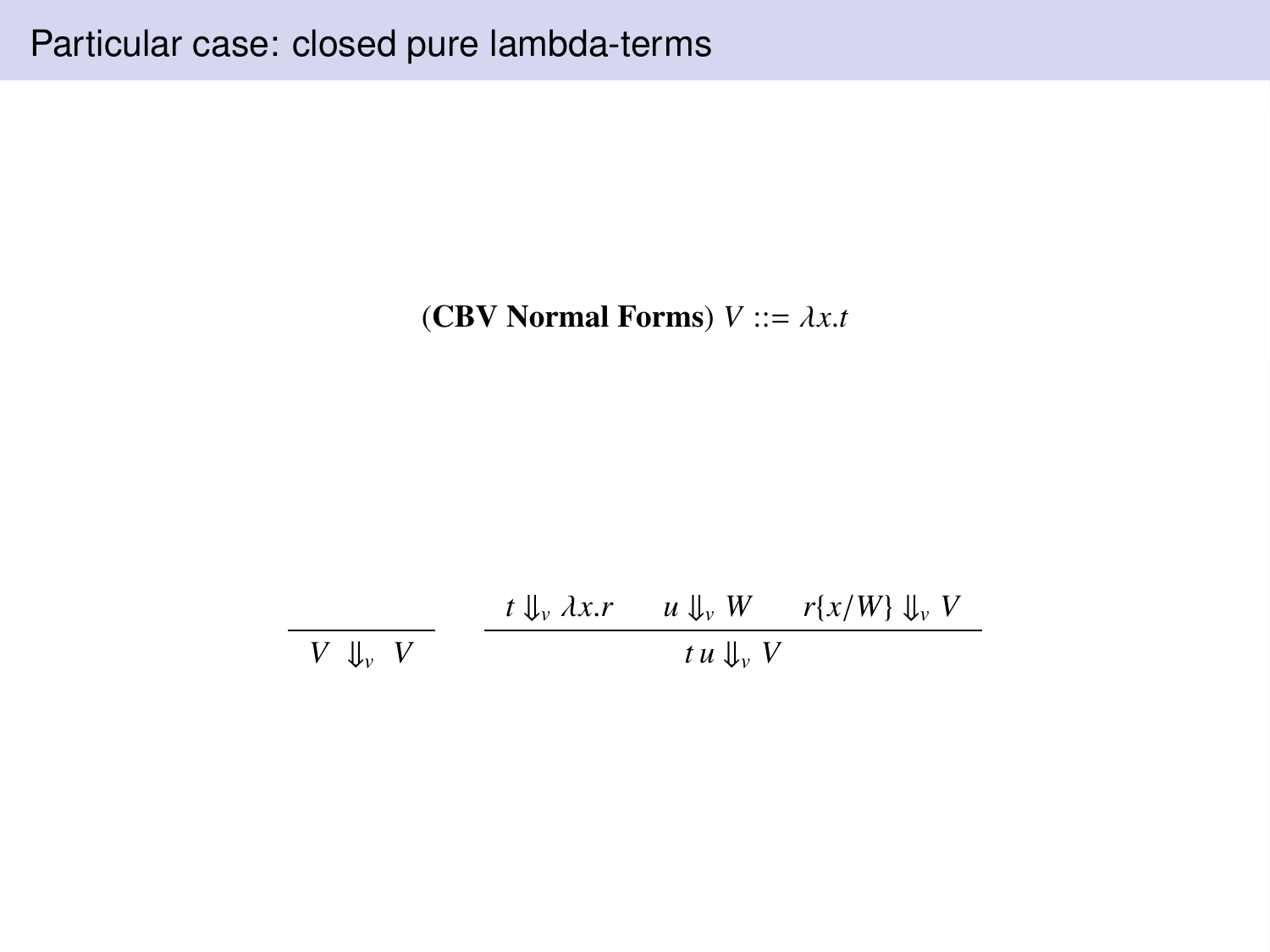# Particular case: closed pure lambda-terms

$$(\textbf{CBV Normal Forms})\ V ::= \lambda x.t$$

$$\frac{}{V \Downarrow_v V} \qquad \frac{t \Downarrow_v \lambda x.r \qquad u \Downarrow_v W \qquad r\{x/W\} \Downarrow_v V}{t\,u \Downarrow_v V}$$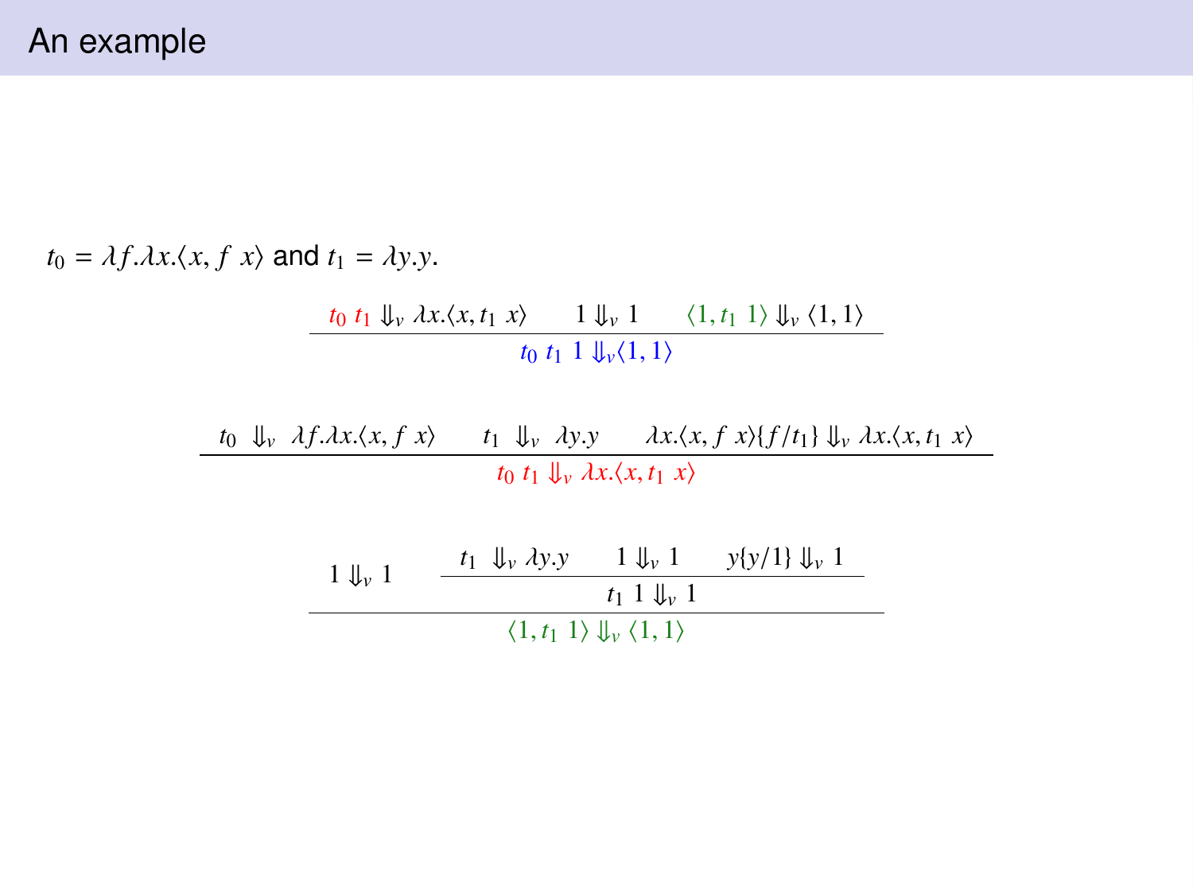# An example

$t_0 = \lambda f.\lambda x.\langle x, f\ x\rangle$ and $t_1 = \lambda y.y$.

$$\frac{t_0\ t_1 \Downarrow_v \lambda x.\langle x, t_1\ x\rangle \qquad 1 \Downarrow_v 1 \qquad \langle 1, t_1\ 1\rangle \Downarrow_v \langle 1, 1\rangle}{t_0\ t_1\ 1 \Downarrow_v \langle 1, 1\rangle}$$

$$\frac{t_0 \Downarrow_v \lambda f.\lambda x.\langle x, f\ x\rangle \qquad t_1 \Downarrow_v \lambda y.y \qquad \lambda x.\langle x, f\ x\rangle\{f/t_1\} \Downarrow_v \lambda x.\langle x, t_1\ x\rangle}{t_0\ t_1 \Downarrow_v \lambda x.\langle x, t_1\ x\rangle}$$

$$\frac{1 \Downarrow_v 1 \qquad \dfrac{t_1 \Downarrow_v \lambda y.y \qquad 1 \Downarrow_v 1 \qquad y\{y/1\} \Downarrow_v 1}{t_1\ 1 \Downarrow_v 1}}{\langle 1, t_1\ 1\rangle \Downarrow_v \langle 1, 1\rangle}$$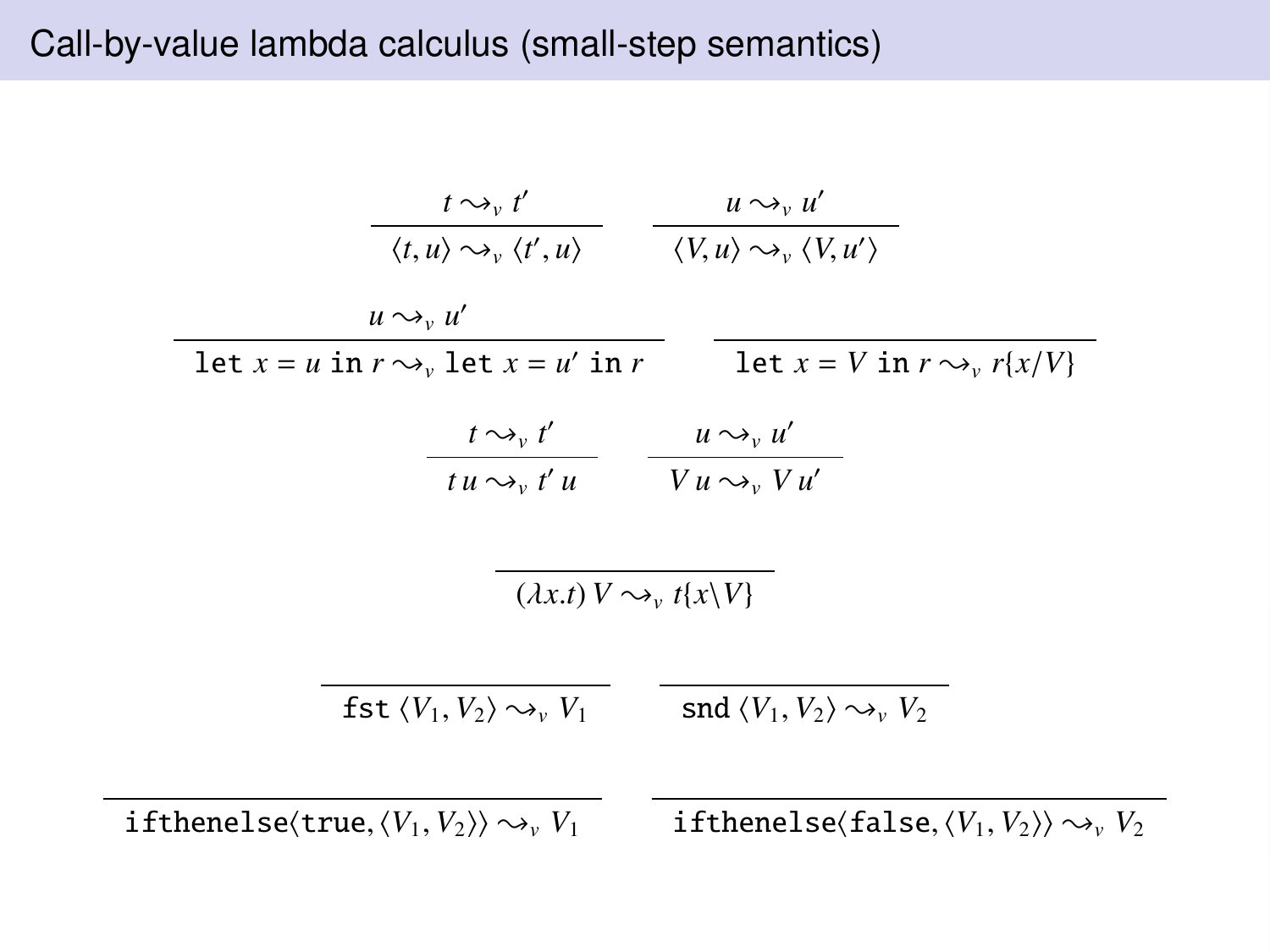# Call-by-value lambda calculus (small-step semantics)

$$\frac{t \rightsquigarrow_v t'}{\langle t, u\rangle \rightsquigarrow_v \langle t', u\rangle} \qquad \frac{u \rightsquigarrow_v u'}{\langle V, u\rangle \rightsquigarrow_v \langle V, u'\rangle}$$

$$\frac{u \rightsquigarrow_v u'}{\texttt{let}\ x = u\ \texttt{in}\ r \rightsquigarrow_v \texttt{let}\ x = u'\ \texttt{in}\ r} \qquad \frac{}{\texttt{let}\ x = V\ \texttt{in}\ r \rightsquigarrow_v r\{x/V\}}$$

$$\frac{t \rightsquigarrow_v t'}{t\,u \rightsquigarrow_v t'\,u} \qquad \frac{u \rightsquigarrow_v u'}{V\,u \rightsquigarrow_v V\,u'}$$

$$\frac{}{(\lambda x.t)\,V \rightsquigarrow_v t\{x\backslash V\}}$$

$$\frac{}{\texttt{fst}\ \langle V_1, V_2\rangle \rightsquigarrow_v V_1} \qquad \frac{}{\texttt{snd}\ \langle V_1, V_2\rangle \rightsquigarrow_v V_2}$$

$$\frac{}{\texttt{ifthenelse}\langle \texttt{true}, \langle V_1, V_2\rangle\rangle \rightsquigarrow_v V_1} \qquad \frac{}{\texttt{ifthenelse}\langle \texttt{false}, \langle V_1, V_2\rangle\rangle \rightsquigarrow_v V_2}$$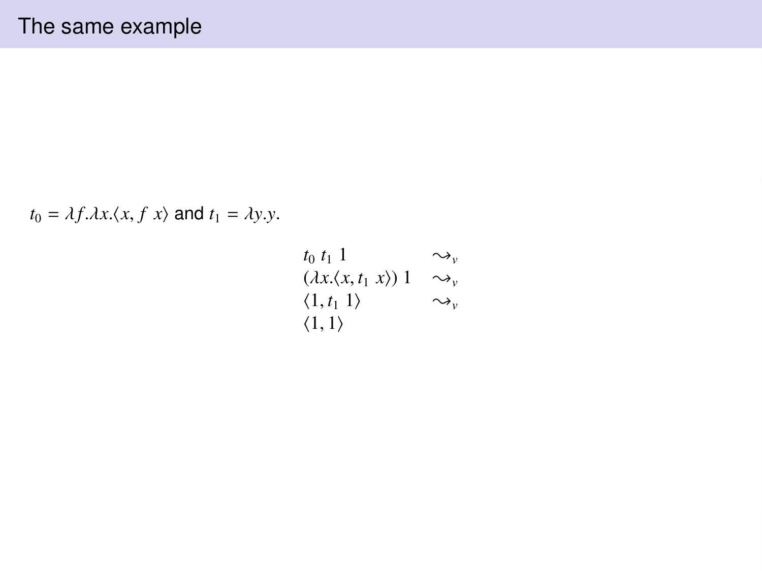# The same example

$t_0 = \lambda f.\lambda x.\langle x, f\ x\rangle$ and $t_1 = \lambda y.y$.

$$
\begin{array}{ll}
t_0\ t_1\ 1 & \leadsto_v \\
(\lambda x.\langle x, t_1\ x\rangle)\ 1 & \leadsto_v \\
\langle 1, t_1\ 1\rangle & \leadsto_v \\
\langle 1, 1\rangle &
\end{array}
$$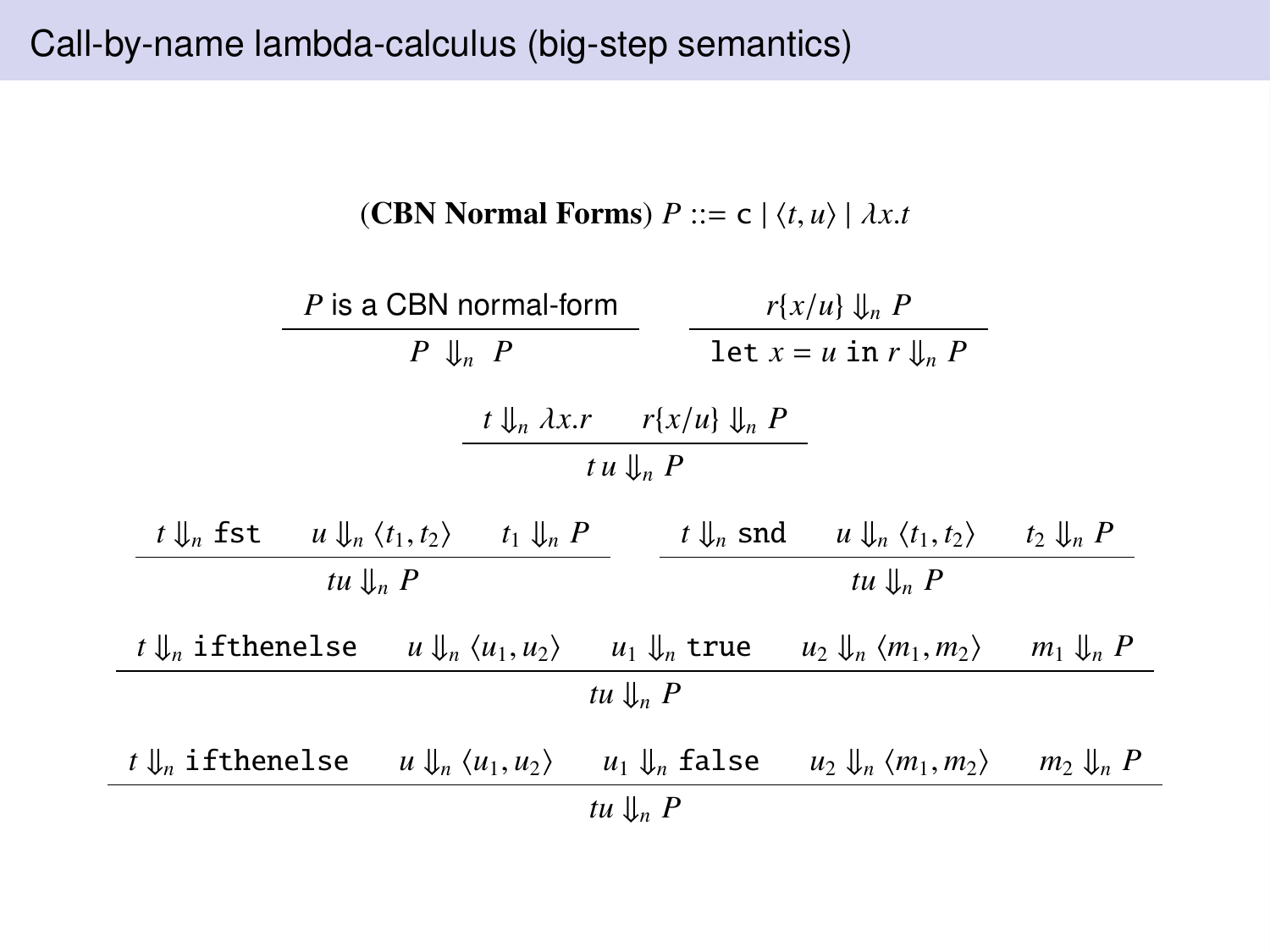# Call-by-name lambda-calculus (big-step semantics)

$$(\textbf{CBN Normal Forms})\ P ::= \mathtt{c} \mid \langle t, u\rangle \mid \lambda x.t$$

$$\frac{P \text{ is a CBN normal-form}}{P \Downarrow_n P} \qquad \frac{r\{x/u\} \Downarrow_n P}{\mathtt{let}\ x = u\ \mathtt{in}\ r \Downarrow_n P}$$

$$\frac{t \Downarrow_n \lambda x.r \qquad r\{x/u\} \Downarrow_n P}{t\,u \Downarrow_n P}$$

$$\frac{t \Downarrow_n \mathtt{fst} \qquad u \Downarrow_n \langle t_1, t_2\rangle \qquad t_1 \Downarrow_n P}{tu \Downarrow_n P} \qquad \frac{t \Downarrow_n \mathtt{snd} \qquad u \Downarrow_n \langle t_1, t_2\rangle \qquad t_2 \Downarrow_n P}{tu \Downarrow_n P}$$

$$\frac{t \Downarrow_n \mathtt{ifthenelse} \qquad u \Downarrow_n \langle u_1, u_2\rangle \qquad u_1 \Downarrow_n \mathtt{true} \qquad u_2 \Downarrow_n \langle m_1, m_2\rangle \qquad m_1 \Downarrow_n P}{tu \Downarrow_n P}$$

$$\frac{t \Downarrow_n \mathtt{ifthenelse} \qquad u \Downarrow_n \langle u_1, u_2\rangle \qquad u_1 \Downarrow_n \mathtt{false} \qquad u_2 \Downarrow_n \langle m_1, m_2\rangle \qquad m_2 \Downarrow_n P}{tu \Downarrow_n P}$$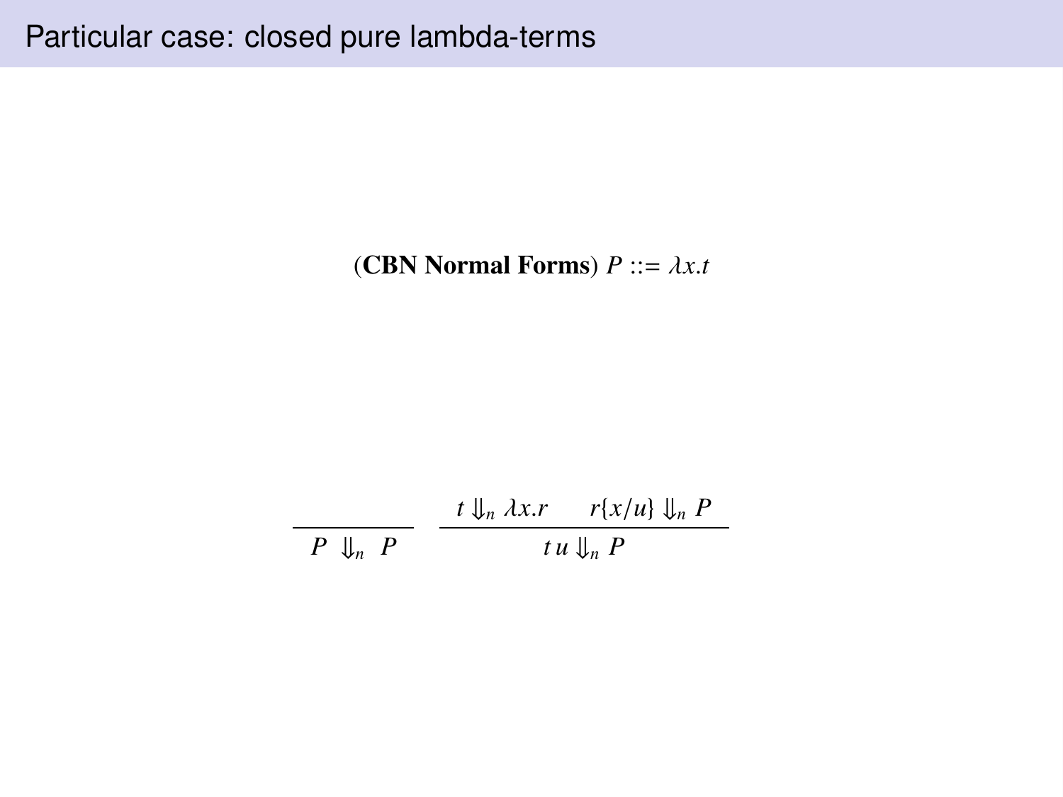# Particular case: closed pure lambda-terms

$$(\textbf{CBN Normal Forms})\ P ::= \lambda x.t$$

$$\frac{}{P \Downarrow_n P} \qquad \frac{t \Downarrow_n \lambda x.r \qquad r\{x/u\} \Downarrow_n P}{t\,u \Downarrow_n P}$$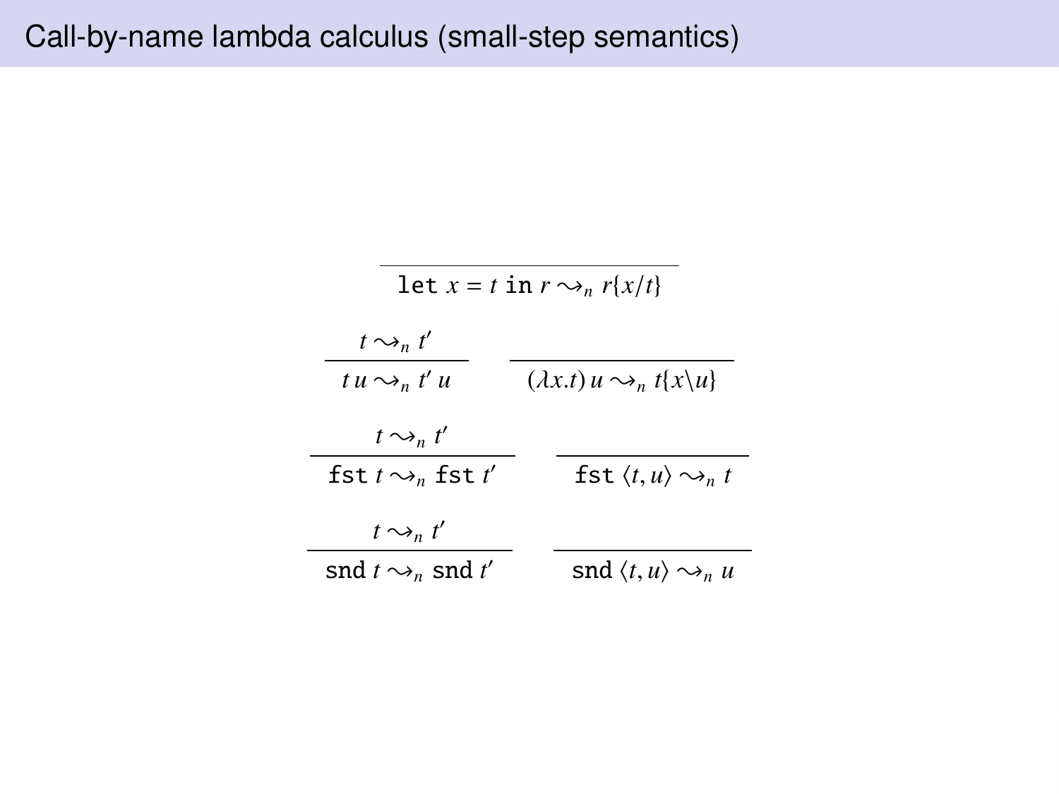# Call-by-name lambda calculus (small-step semantics)

$$\frac{}{\texttt{let } x = t \texttt{ in } r \rightsquigarrow_n r\{x/t\}}$$

$$\frac{t \rightsquigarrow_n t'}{t\, u \rightsquigarrow_n t'\, u} \qquad \frac{}{(\lambda x.t)\, u \rightsquigarrow_n t\{x \backslash u\}}$$

$$\frac{t \rightsquigarrow_n t'}{\texttt{fst } t \rightsquigarrow_n \texttt{fst } t'} \qquad \frac{}{\texttt{fst } \langle t, u \rangle \rightsquigarrow_n t}$$

$$\frac{t \rightsquigarrow_n t'}{\texttt{snd } t \rightsquigarrow_n \texttt{snd } t'} \qquad \frac{}{\texttt{snd } \langle t, u \rangle \rightsquigarrow_n u}$$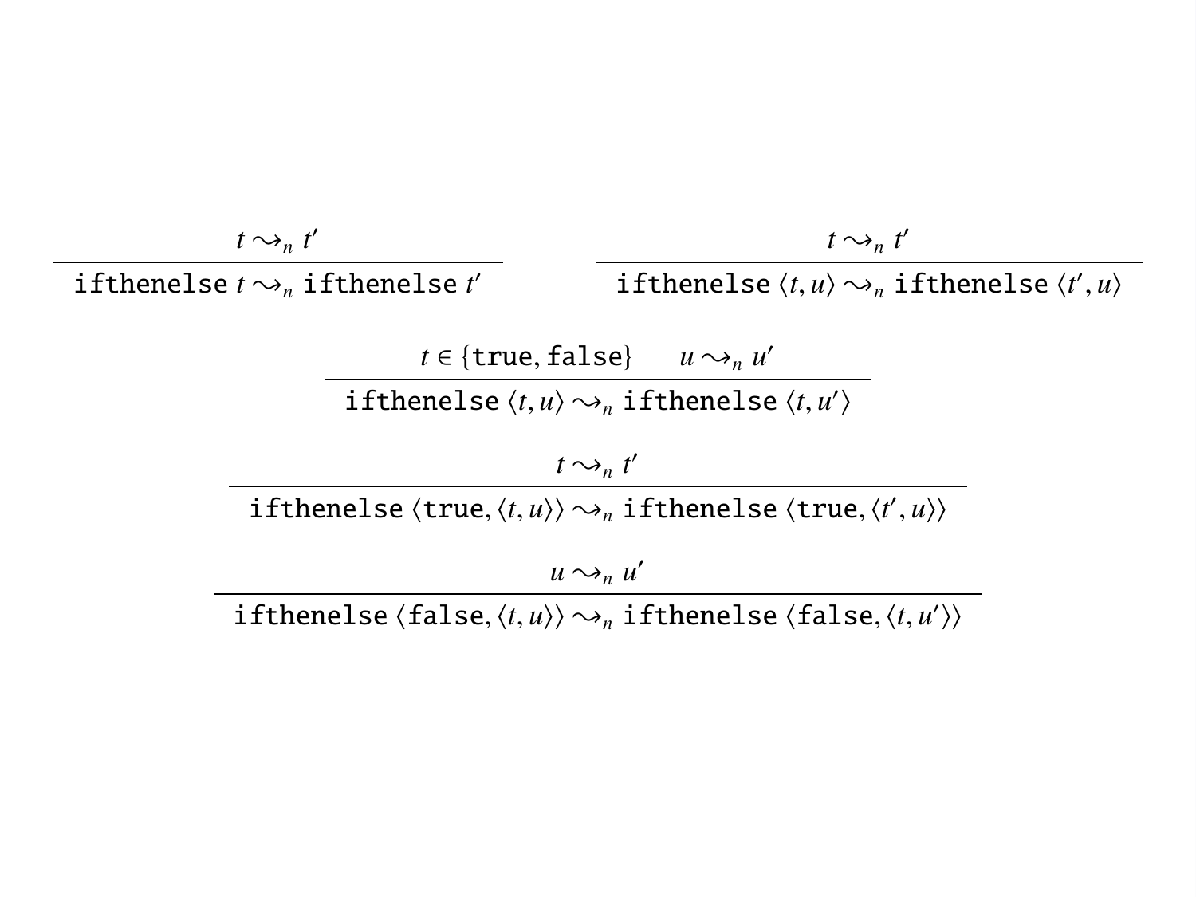$$\frac{t \rightsquigarrow_n t'}{\texttt{ifthenelse}\ t \rightsquigarrow_n \texttt{ifthenelse}\ t'} \qquad \frac{t \rightsquigarrow_n t'}{\texttt{ifthenelse}\ \langle t, u \rangle \rightsquigarrow_n \texttt{ifthenelse}\ \langle t', u \rangle}$$

$$\frac{t \in \{\texttt{true}, \texttt{false}\} \qquad u \rightsquigarrow_n u'}{\texttt{ifthenelse}\ \langle t, u \rangle \rightsquigarrow_n \texttt{ifthenelse}\ \langle t, u' \rangle}$$

$$\frac{t \rightsquigarrow_n t'}{\texttt{ifthenelse}\ \langle \texttt{true}, \langle t, u \rangle \rangle \rightsquigarrow_n \texttt{ifthenelse}\ \langle \texttt{true}, \langle t', u \rangle \rangle}$$

$$\frac{u \rightsquigarrow_n u'}{\texttt{ifthenelse}\ \langle \texttt{false}, \langle t, u \rangle \rangle \rightsquigarrow_n \texttt{ifthenelse}\ \langle \texttt{false}, \langle t, u' \rangle \rangle}$$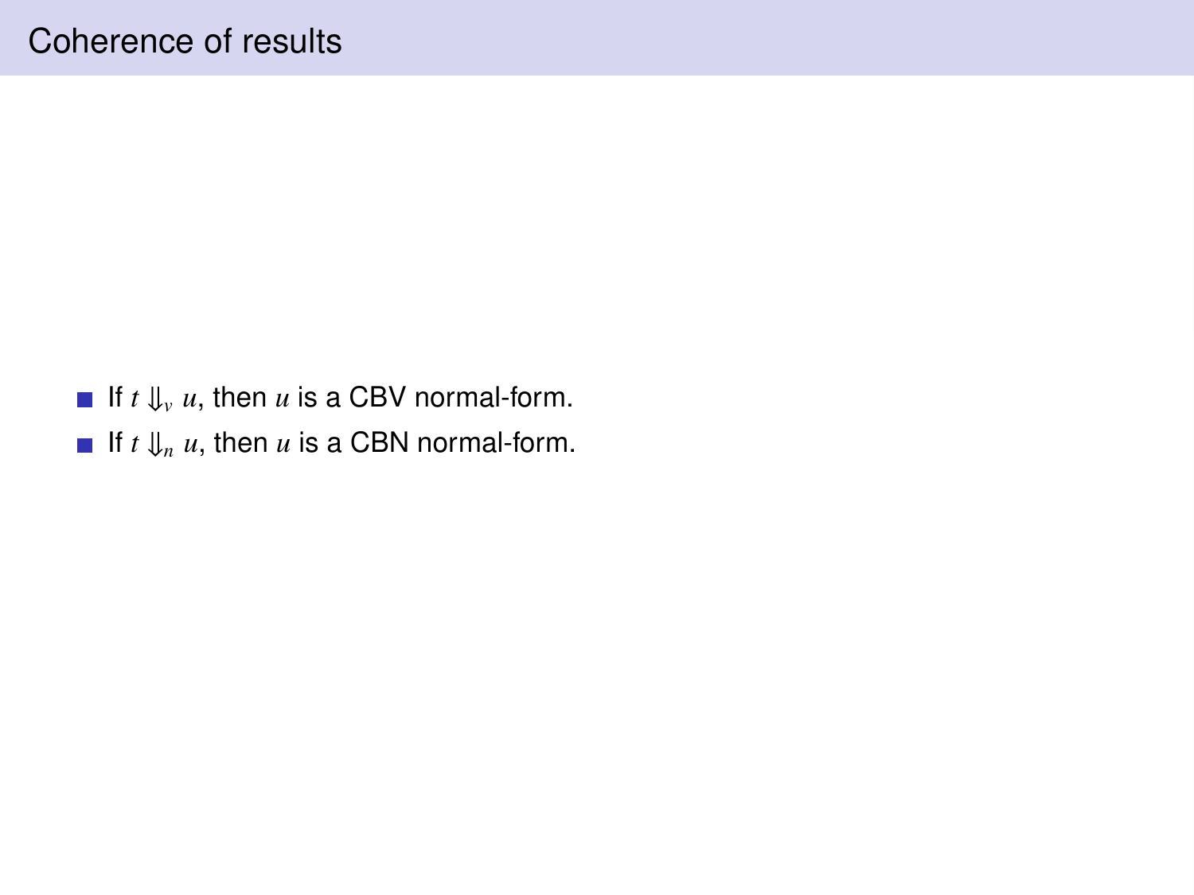# Coherence of results

- If $t \Downarrow_v u$, then $u$ is a CBV normal-form.
- If $t \Downarrow_n u$, then $u$ is a CBN normal-form.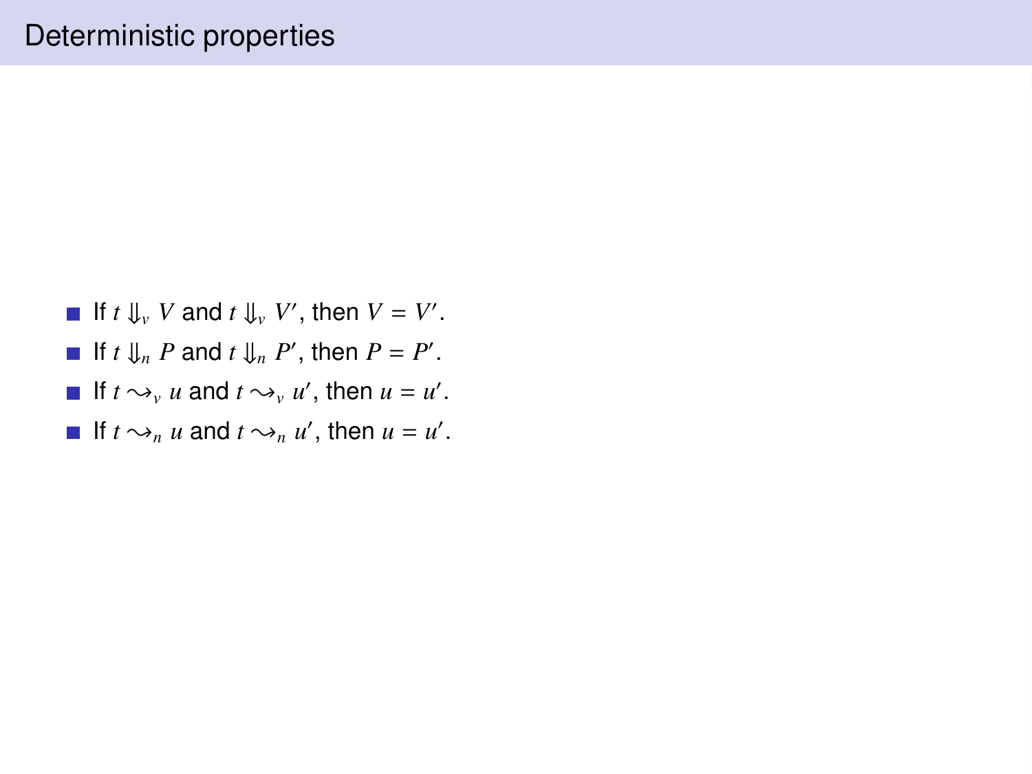# Deterministic properties

- If $t \Downarrow_v V$ and $t \Downarrow_v V'$, then $V = V'$.
- If $t \Downarrow_n P$ and $t \Downarrow_n P'$, then $P = P'$.
- If $t \rightsquigarrow_v u$ and $t \rightsquigarrow_v u'$, then $u = u'$.
- If $t \rightsquigarrow_n u$ and $t \rightsquigarrow_n u'$, then $u = u'$.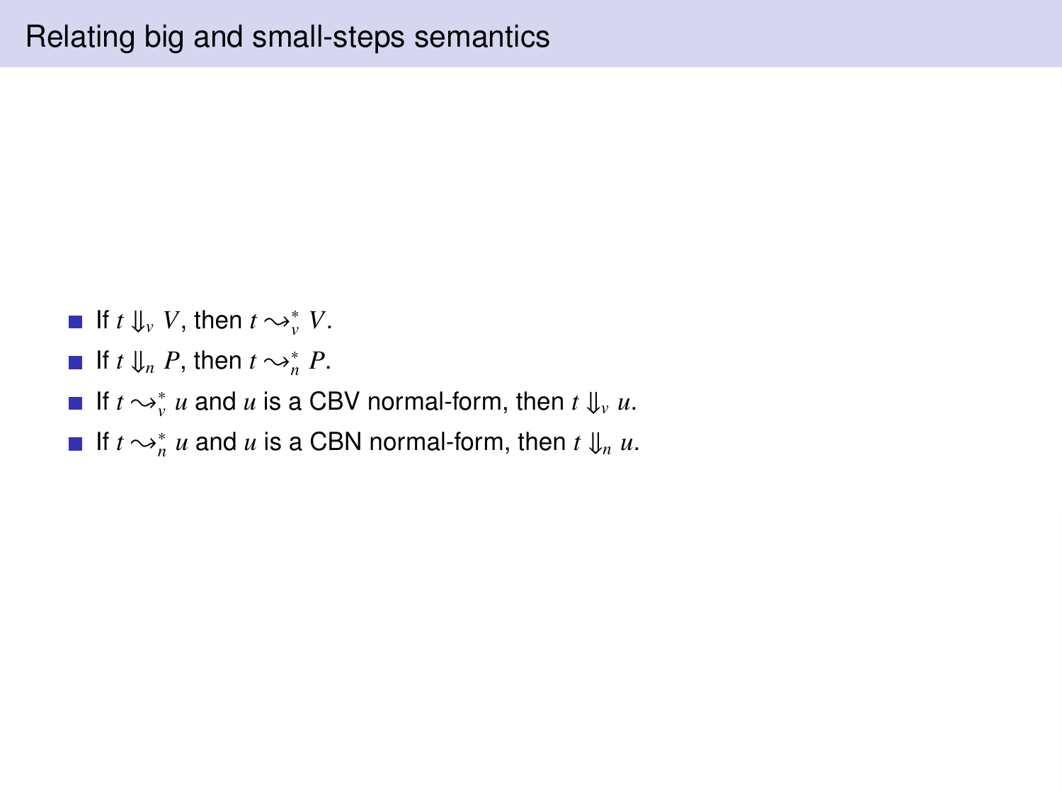# Relating big and small-steps semantics

- If $t \Downarrow_v V$, then $t \rightsquigarrow_v^* V$.
- If $t \Downarrow_n P$, then $t \rightsquigarrow_n^* P$.
- If $t \rightsquigarrow_v^* u$ and $u$ is a CBV normal-form, then $t \Downarrow_v u$.
- If $t \rightsquigarrow_n^* u$ and $u$ is a CBN normal-form, then $t \Downarrow_n u$.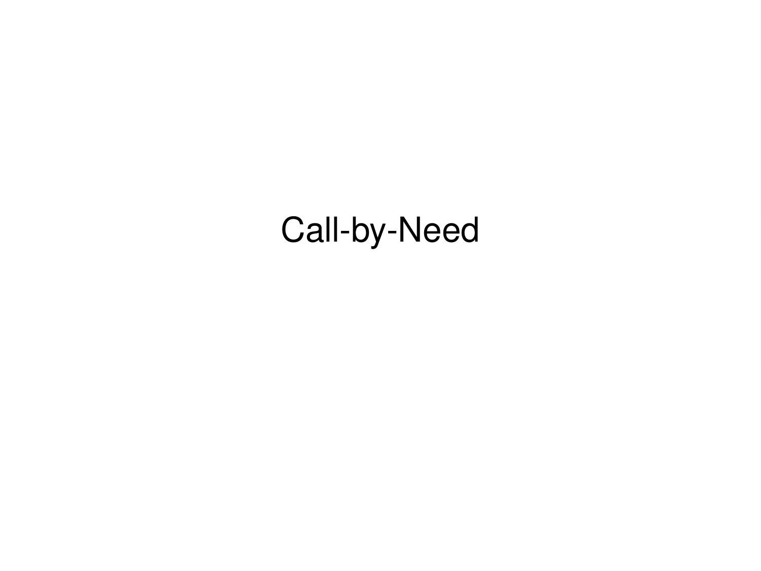# Call-by-Need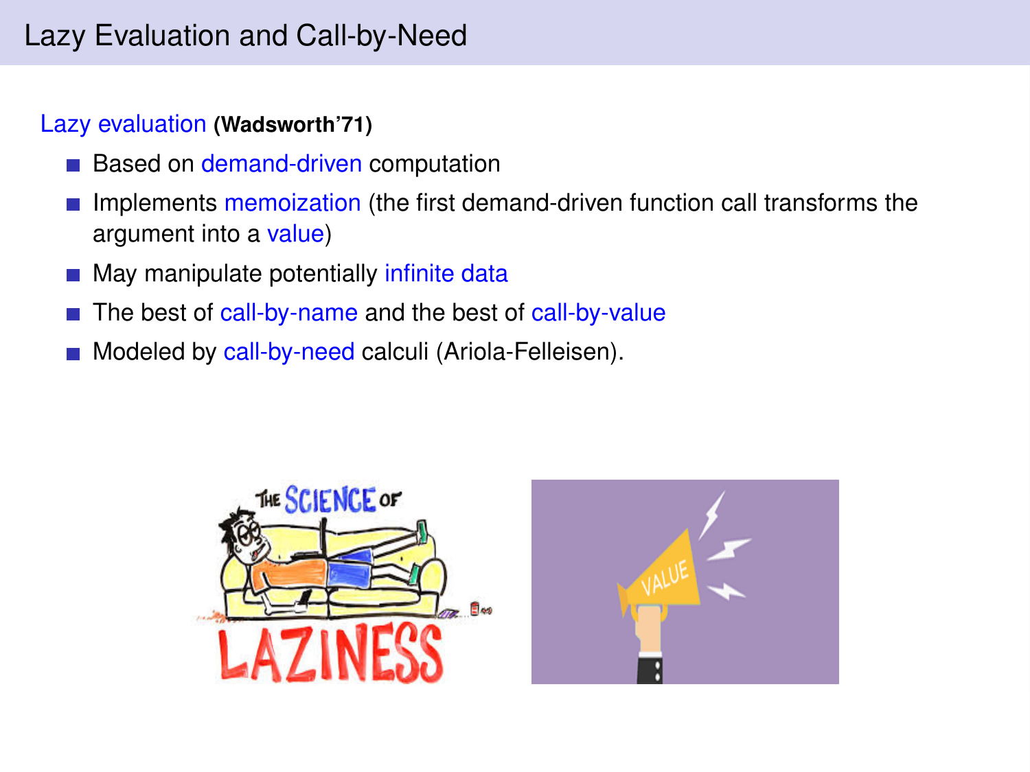# Lazy Evaluation and Call-by-Need

Lazy evaluation **(Wadsworth'71)**

- Based on demand-driven computation
- Implements memoization (the first demand-driven function call transforms the argument into a value)
- May manipulate potentially infinite data
- The best of call-by-name and the best of call-by-value
- Modeled by call-by-need calculi (Ariola-Felleisen).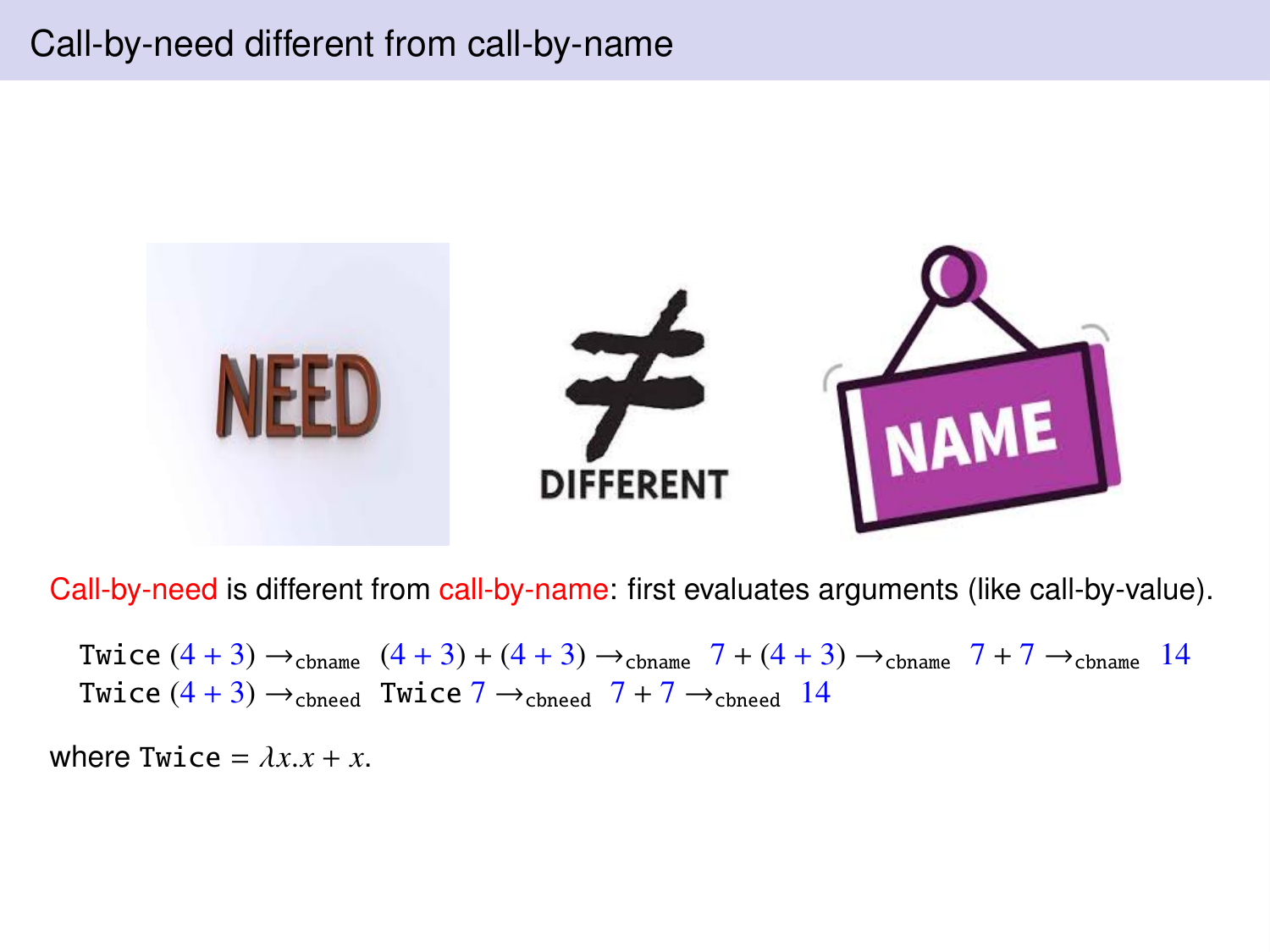# Call-by-need different from call-by-name

Call-by-need is different from call-by-name: first evaluates arguments (like call-by-value).

$$\texttt{Twice}\ (4+3) \rightarrow_{\texttt{cbname}} (4+3)+(4+3) \rightarrow_{\texttt{cbname}} 7+(4+3) \rightarrow_{\texttt{cbname}} 7+7 \rightarrow_{\texttt{cbname}} 14$$

$$\texttt{Twice}\ (4+3) \rightarrow_{\texttt{cbneed}} \texttt{Twice}\ 7 \rightarrow_{\texttt{cbneed}} 7+7 \rightarrow_{\texttt{cbneed}} 14$$

where $\texttt{Twice} = \lambda x.x + x$.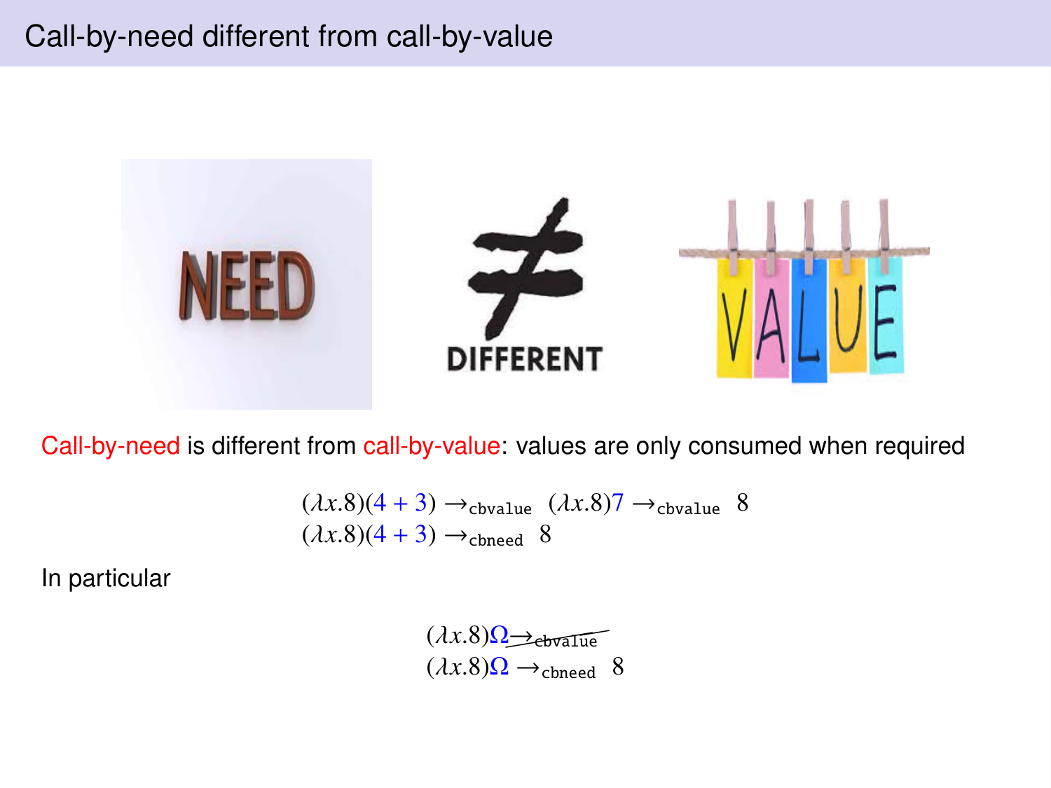# Call-by-need different from call-by-value

NEED ≠ DIFFERENT VALUE

Call-by-need is different from call-by-value: values are only consumed when required

$$(\lambda x.8)(4+3) \rightarrow_{\texttt{cbvalue}} (\lambda x.8)7 \rightarrow_{\texttt{cbvalue}} 8$$
$$(\lambda x.8)(4+3) \rightarrow_{\texttt{cbneed}} 8$$

In particular

$$(\lambda x.8)\Omega \not\rightarrow_{\texttt{cbvalue}}$$
$$(\lambda x.8)\Omega \rightarrow_{\texttt{cbneed}} 8$$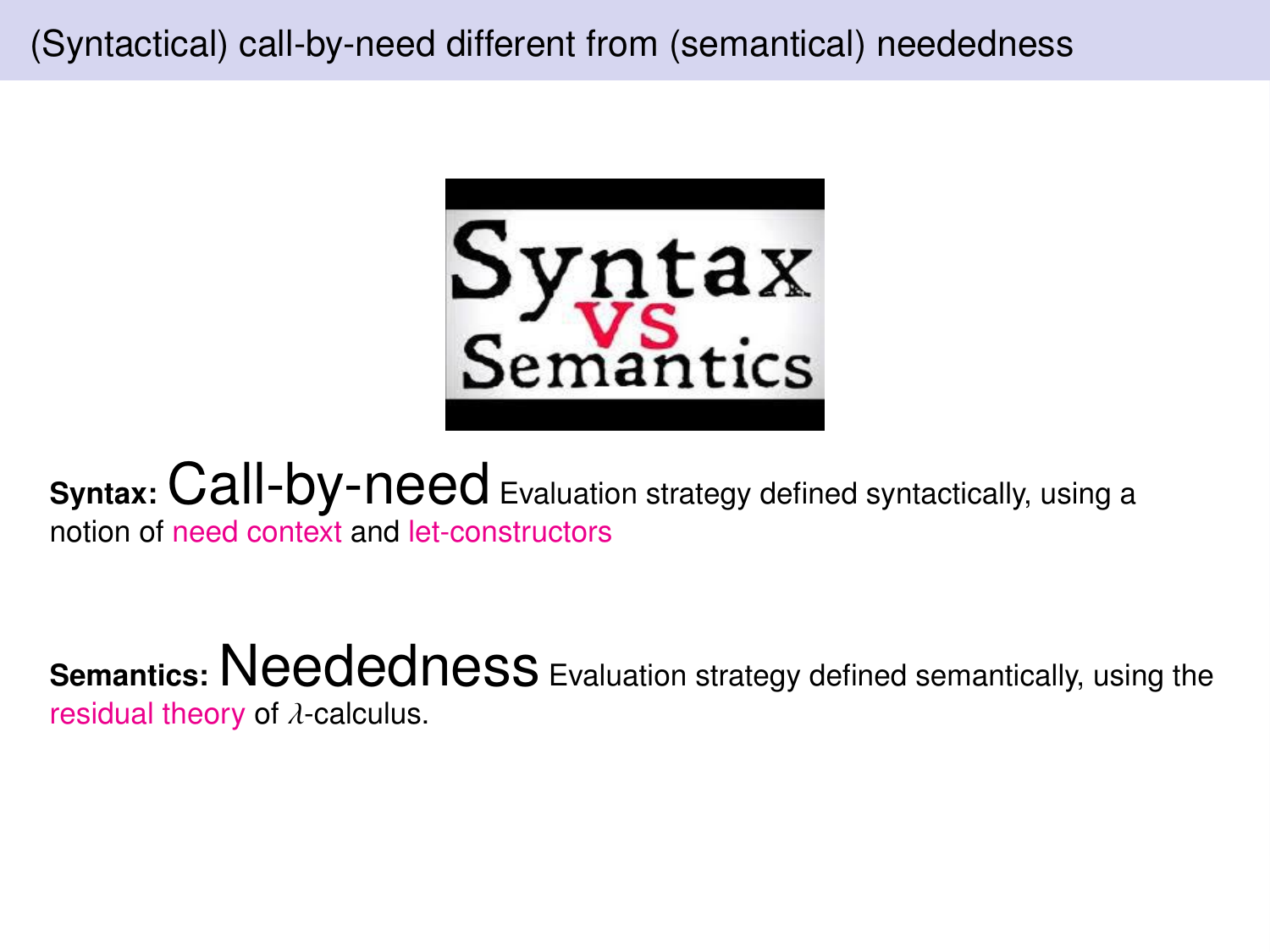# (Syntactical) call-by-need different from (semantical) neededness

**Syntax:** Call-by-need Evaluation strategy defined syntactically, using a notion of need context and let-constructors

**Semantics:** Neededness Evaluation strategy defined semantically, using the residual theory of $\lambda$-calculus.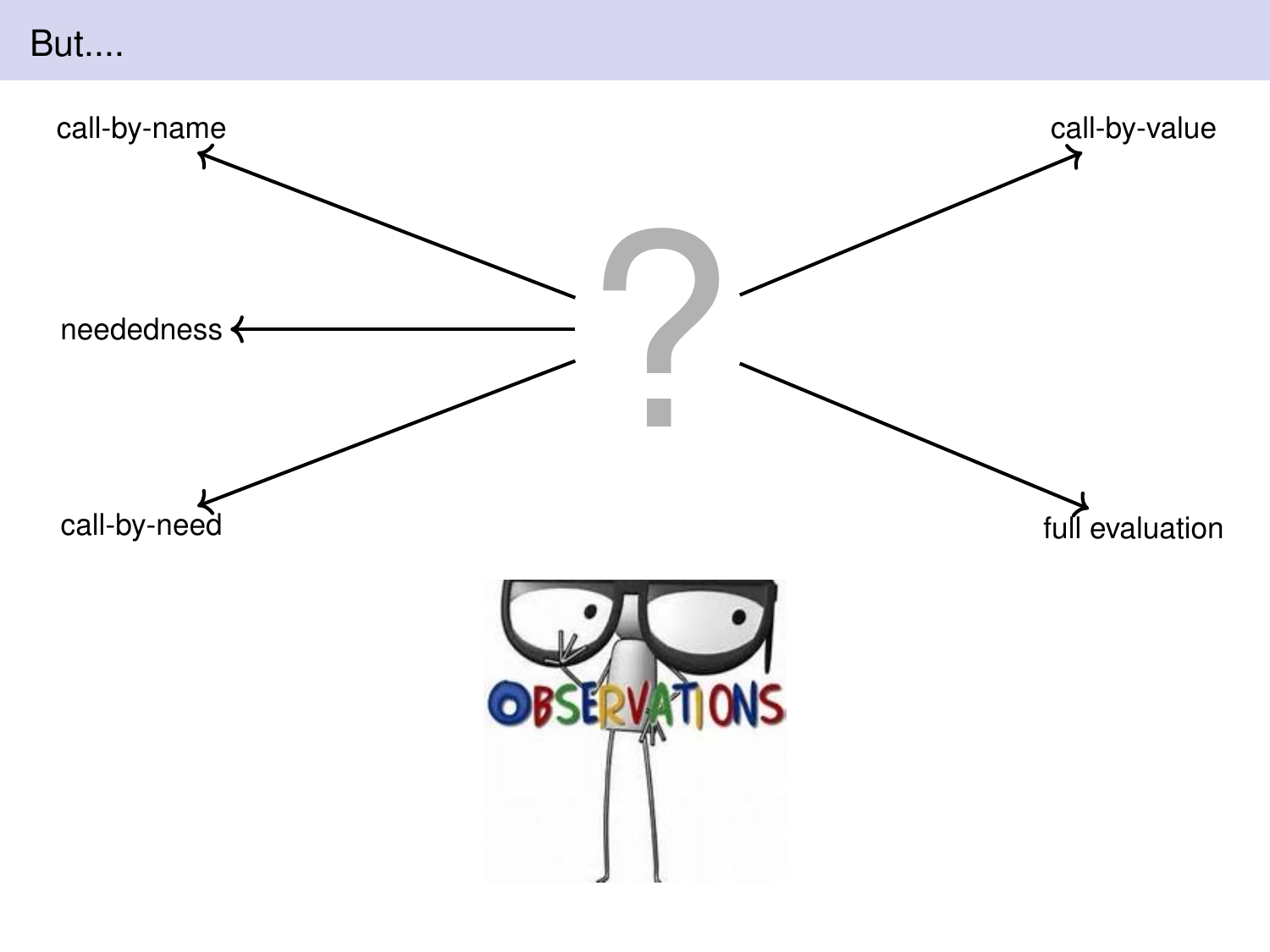# But....

call-by-name

neededness

call-by-need

call-by-value

full evaluation

?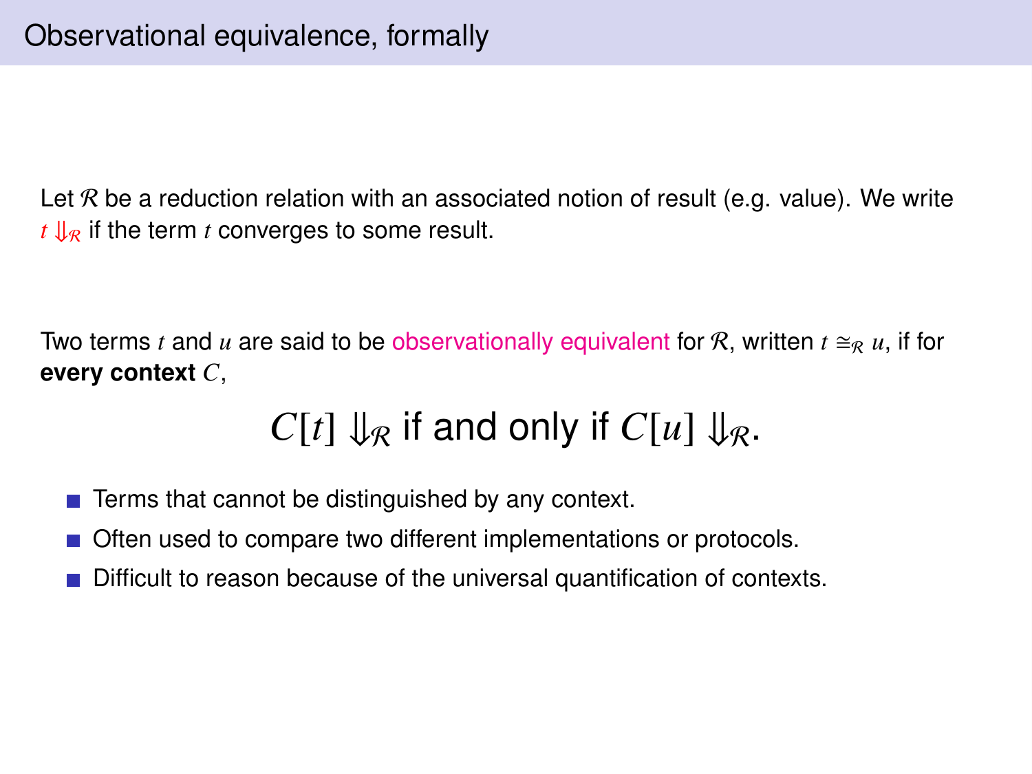# Observational equivalence, formally

Let $\mathcal{R}$ be a reduction relation with an associated notion of result (e.g. value). We write $t \Downarrow_{\mathcal{R}}$ if the term $t$ converges to some result.

Two terms $t$ and $u$ are said to be observationally equivalent for $\mathcal{R}$, written $t \cong_{\mathcal{R}} u$, if for **every context** $C$,

$$C[t] \Downarrow_{\mathcal{R}} \text{ if and only if } C[u] \Downarrow_{\mathcal{R}}.$$

- Terms that cannot be distinguished by any context.
- Often used to compare two different implementations or protocols.
- Difficult to reason because of the universal quantification of contexts.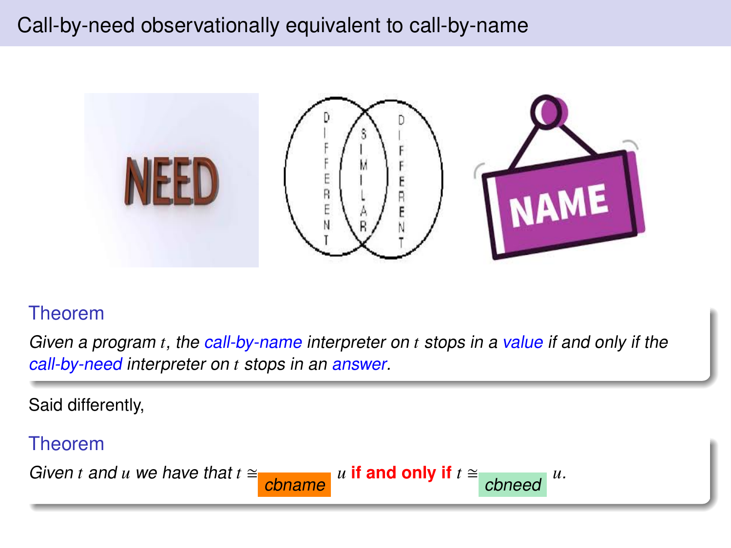# Call-by-need observationally equivalent to call-by-name

**Theorem**

*Given a program $t$, the call-by-name interpreter on $t$ stops in a value if and only if the call-by-need interpreter on $t$ stops in an answer.*

Said differently,

**Theorem**

*Given $t$ and $u$ we have that $t \cong_{\text{cbname}} u$* **if and only if** *$t \cong_{\text{cbneed}} u$.*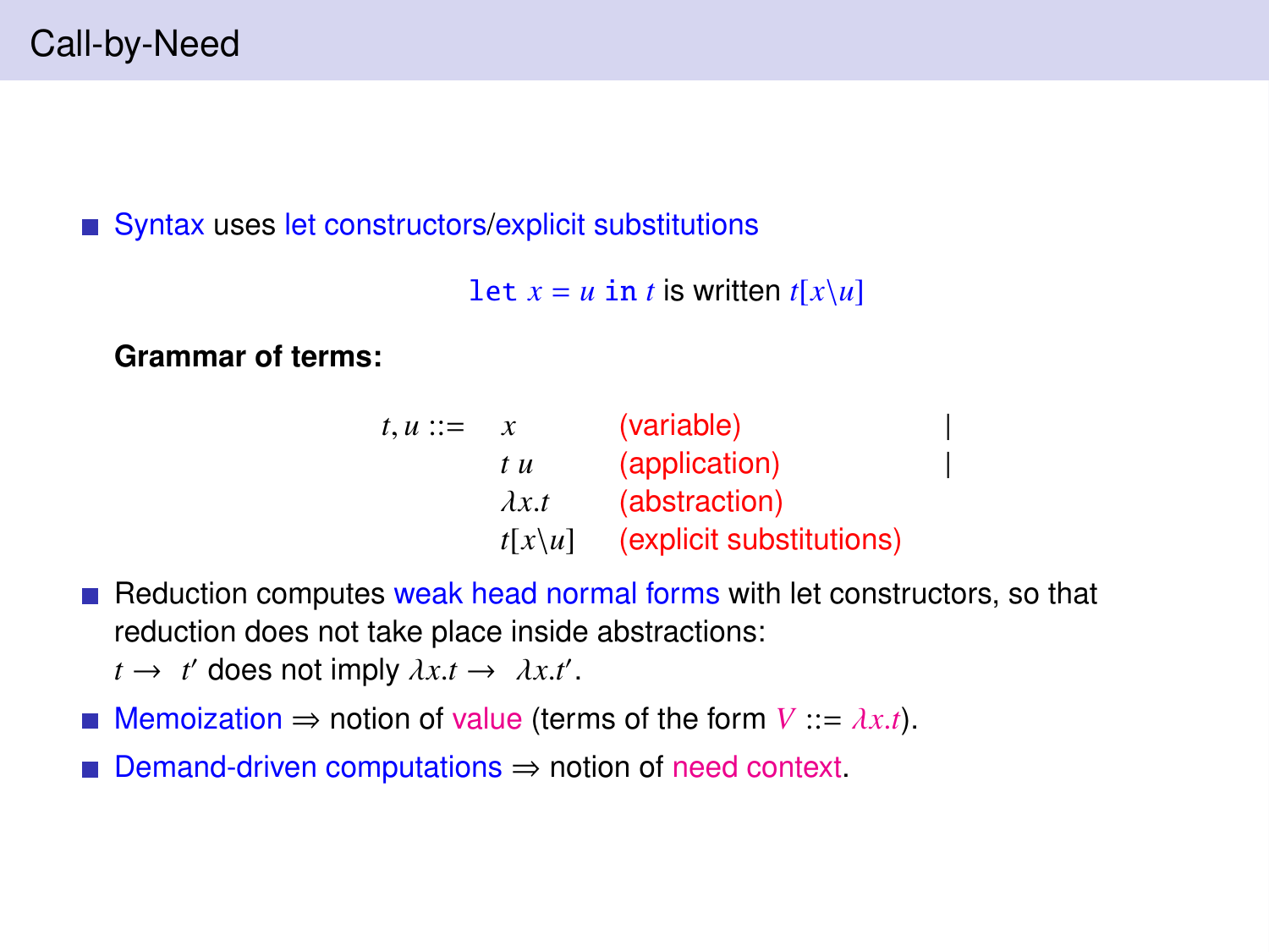# Call-by-Need

- Syntax uses let constructors/explicit substitutions

  $\texttt{let}\ x = u\ \texttt{in}\ t$ is written $t[x\backslash u]$

  **Grammar of terms:**

$$
\begin{array}{llll}
t, u ::= & x & \text{(variable)} & | \\
 & t\ u & \text{(application)} & | \\
 & \lambda x.t & \text{(abstraction)} & \\
 & t[x\backslash u] & \text{(explicit substitutions)} &
\end{array}
$$

- Reduction computes weak head normal forms with let constructors, so that reduction does not take place inside abstractions:
  $t \to t'$ does not imply $\lambda x.t \to \lambda x.t'$.
- Memoization $\Rightarrow$ notion of value (terms of the form $V ::= \lambda x.t$).
- Demand-driven computations $\Rightarrow$ notion of need context.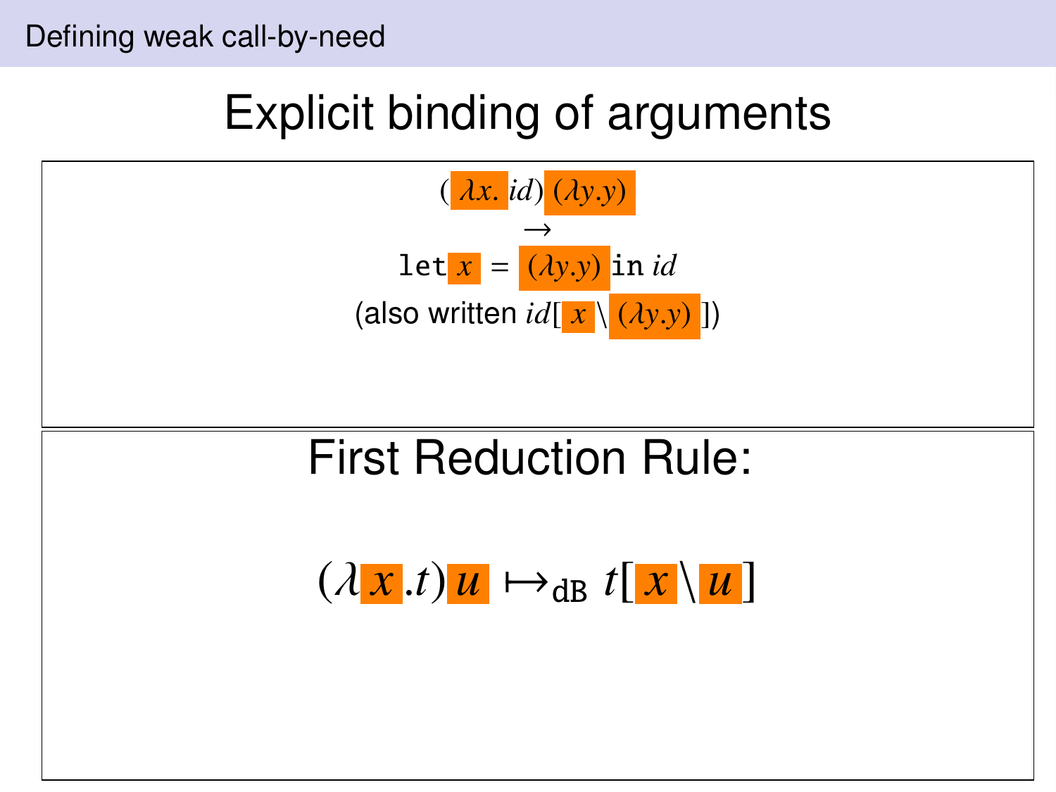# Explicit binding of arguments

$$(\lambda x.\, id)\,(\lambda y.y)$$

$$\rightarrow$$

$$\texttt{let}\; x = (\lambda y.y)\; \texttt{in}\; id$$

(also written $id[x \backslash (\lambda y.y)]$)

## First Reduction Rule:

$$(\lambda x.t)\,u \mapsto_{\mathtt{dB}} t[x \backslash u]$$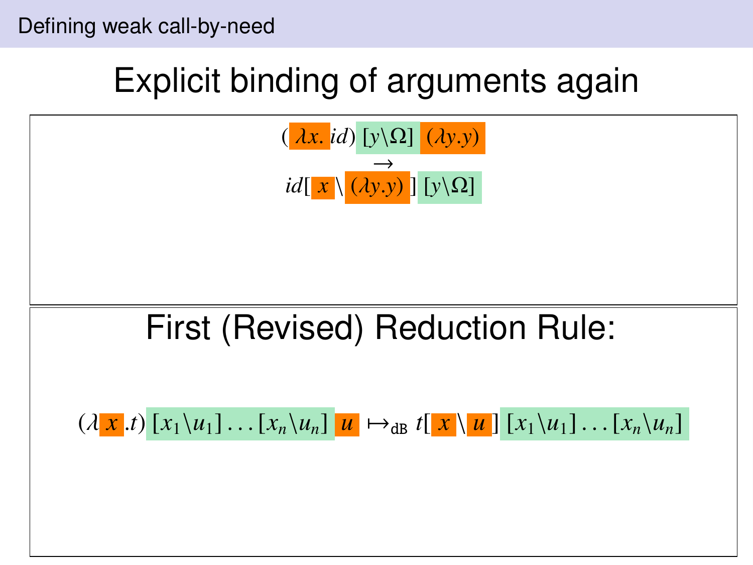# Explicit binding of arguments again

$$(\lambda x.\, id)\, [y \backslash \Omega]\, (\lambda y.y)$$

$$\rightarrow$$

$$id[\, x \backslash (\lambda y.y)\,]\, [y \backslash \Omega]$$

## First (Revised) Reduction Rule:

$$(\lambda x.t)\, [x_1 \backslash u_1] \ldots [x_n \backslash u_n]\, u \mapsto_{\text{dB}} t[\, x \backslash u\,]\, [x_1 \backslash u_1] \ldots [x_n \backslash u_n]$$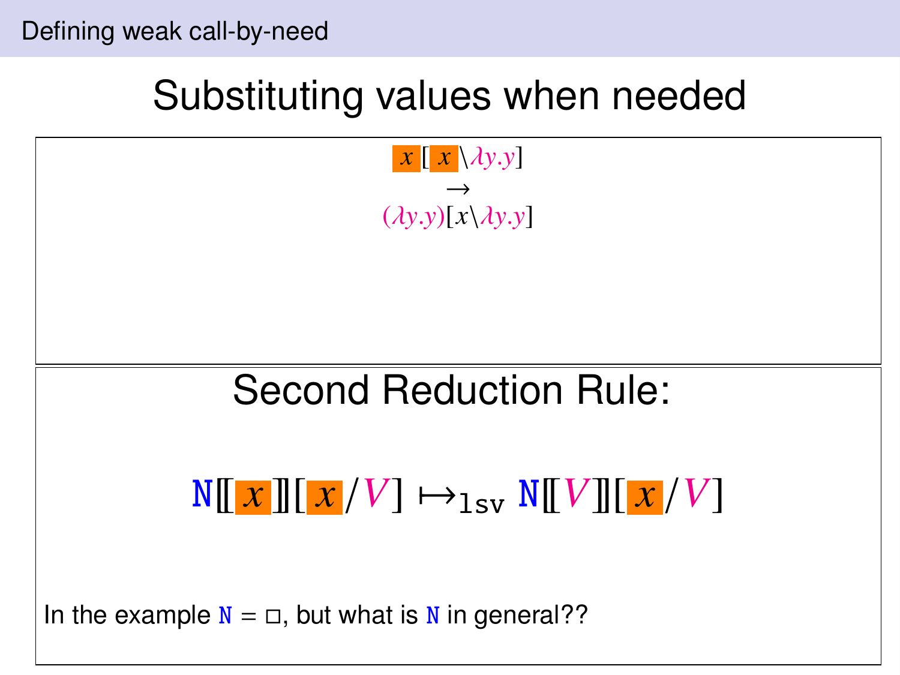# Substituting values when needed

$$x[x \backslash \lambda y.y]$$
$$\rightarrow$$
$$(\lambda y.y)[x \backslash \lambda y.y]$$

## Second Reduction Rule:

$$\mathtt{N}[\![x]\!][x/V] \mapsto_{\mathtt{lsv}} \mathtt{N}[\![V]\!][x/V]$$

In the example $\mathtt{N} = \Box$, but what is $\mathtt{N}$ in general??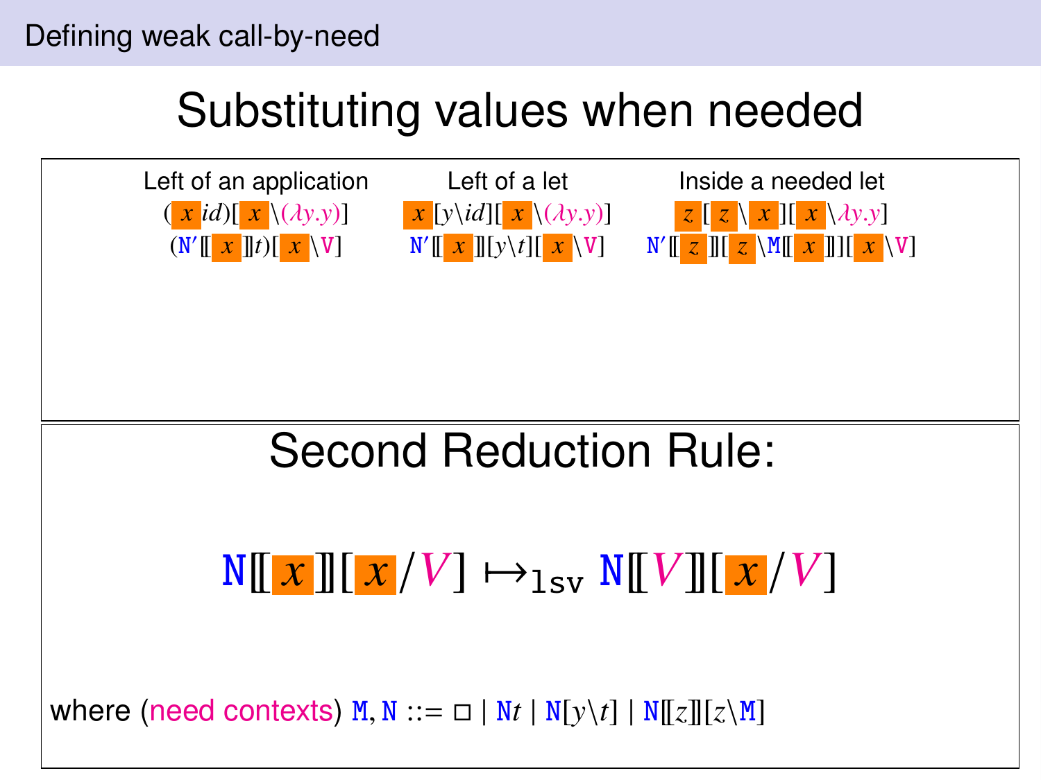# Substituting values when needed

| Left of an application | Left of a let | Inside a needed let |
| --- | --- | --- |
| $(x\ id)[x \backslash (\lambda y.y)]$ | $x[y \backslash id][x \backslash (\lambda y.y)]$ | $z[z \backslash x][x \backslash \lambda y.y]$ |
| $(\mathtt{N}'[\![x]\!]t)[x \backslash \mathtt{V}]$ | $\mathtt{N}'[\![x]\!][y \backslash t][x \backslash \mathtt{V}]$ | $\mathtt{N}'[\![z]\!][z \backslash \mathtt{M}[\![x]\!]][x \backslash \mathtt{V}]$ |

## Second Reduction Rule:

$$\mathtt{N}[\![x]\!][x / V] \mapsto_{\mathtt{lsv}} \mathtt{N}[\![V]\!][x / V]$$

where (need contexts) $\mathtt{M}, \mathtt{N} ::= \square \mid \mathtt{N}t \mid \mathtt{N}[y \backslash t] \mid \mathtt{N}[\![z]\!][z \backslash \mathtt{M}]$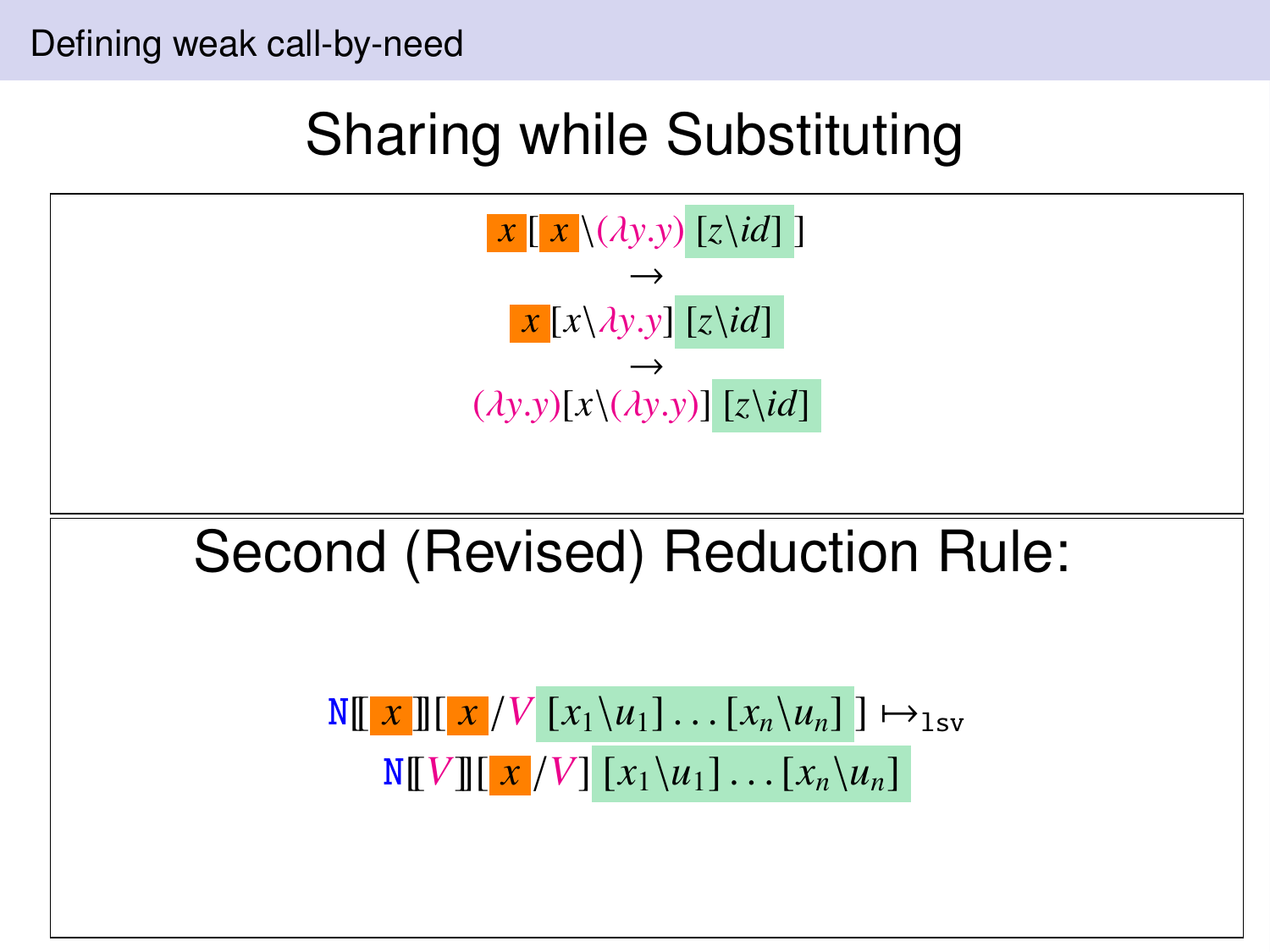# Sharing while Substituting

$$x[x \backslash (\lambda y.y)\,[z \backslash id]\,]$$

$$\rightarrow$$

$$x[x \backslash \lambda y.y]\,[z \backslash id]$$

$$\rightarrow$$

$$(\lambda y.y)[x \backslash (\lambda y.y)]\,[z \backslash id]$$

## Second (Revised) Reduction Rule:

$$\mathtt{N}[\![x]\!][x / V\,[x_1 \backslash u_1] \ldots [x_n \backslash u_n]\,] \mapsto_{\mathtt{lsv}}$$

$$\mathtt{N}[\![V]\!][x / V]\,[x_1 \backslash u_1] \ldots [x_n \backslash u_n]$$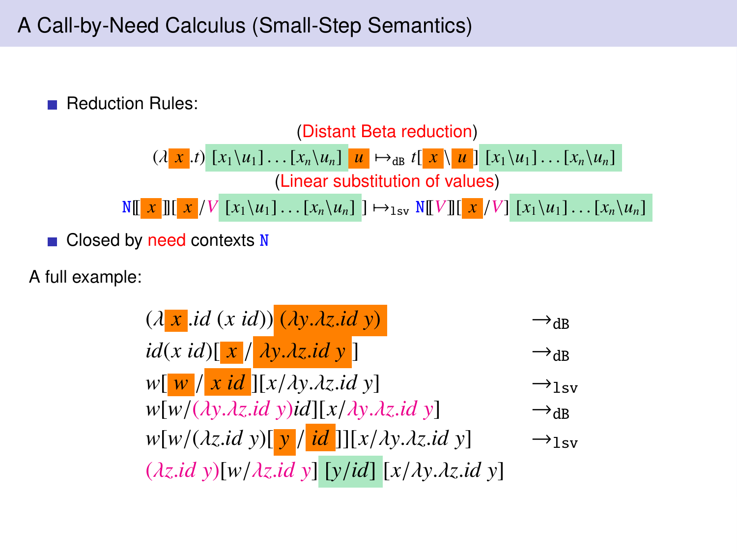# A Call-by-Need Calculus (Small-Step Semantics)

- Reduction Rules:

(Distant Beta reduction)

$$(\lambda x.t)\,[x_1\backslash u_1]\ldots[x_n\backslash u_n]\;u \mapsto_{\mathtt{dB}} t[x\backslash u]\,[x_1\backslash u_1]\ldots[x_n\backslash u_n]$$

(Linear substitution of values)

$$\mathtt{N}[\![x]\!][x/V\,[x_1\backslash u_1]\ldots[x_n\backslash u_n]] \mapsto_{\mathtt{lsv}} \mathtt{N}[\![V]\!][x/V]\,[x_1\backslash u_1]\ldots[x_n\backslash u_n]$$

- Closed by need contexts $\mathtt{N}$

A full example:

$$
\begin{array}{ll}
(\lambda x.id\;(x\;id))\;(\lambda y.\lambda z.id\;y) & \to_{\mathtt{dB}} \\
id(x\;id)[x/\lambda y.\lambda z.id\;y] & \to_{\mathtt{dB}} \\
w[w/x\;id][x/\lambda y.\lambda z.id\;y] & \to_{\mathtt{lsv}} \\
w[w/(\lambda y.\lambda z.id\;y)id][x/\lambda y.\lambda z.id\;y] & \to_{\mathtt{dB}} \\
w[w/(\lambda z.id\;y)[y/id]][x/\lambda y.\lambda z.id\;y] & \to_{\mathtt{lsv}} \\
(\lambda z.id\;y)[w/\lambda z.id\;y]\,[y/id]\,[x/\lambda y.\lambda z.id\;y] &
\end{array}
$$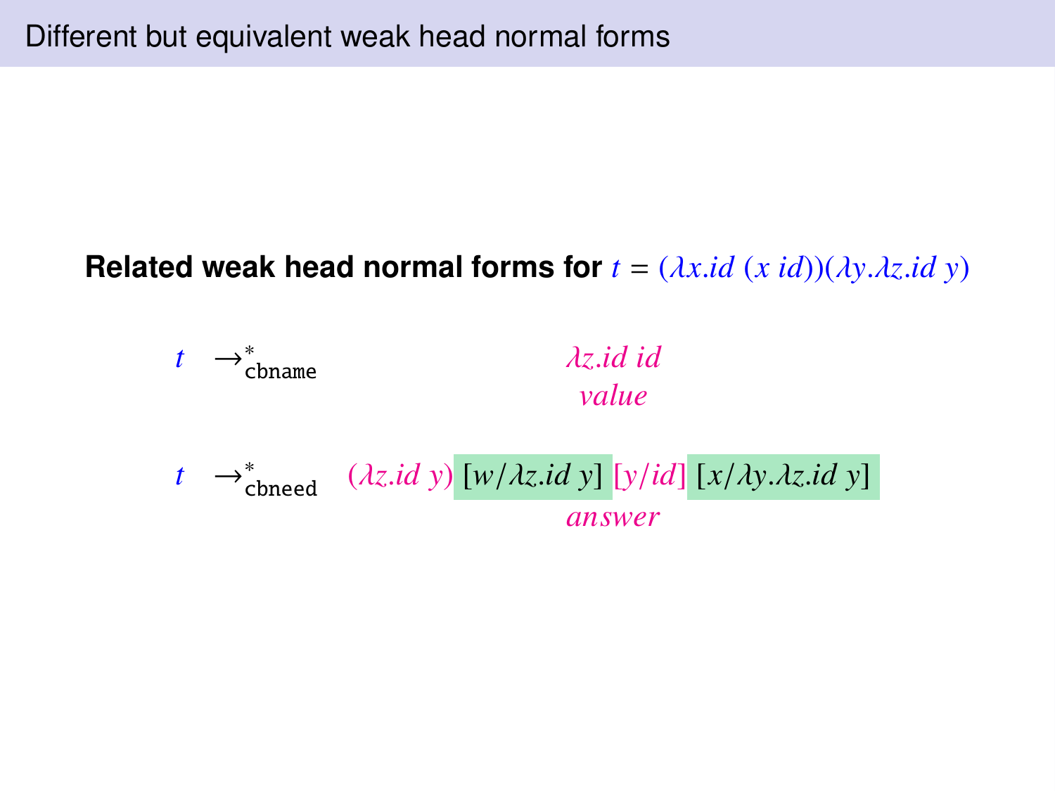# Different but equivalent weak head normal forms

**Related weak head normal forms for** $t = (\lambda x.id\ (x\ id))(\lambda y.\lambda z.id\ y)$

$$t \quad \rightarrow^*_{\texttt{cbname}} \quad \lambda z.id\ id$$

*value*

$$t \quad \rightarrow^*_{\texttt{cbneed}} \quad (\lambda z.id\ y)\ [w/\lambda z.id\ y]\ [y/id]\ [x/\lambda y.\lambda z.id\ y]$$

*answer*